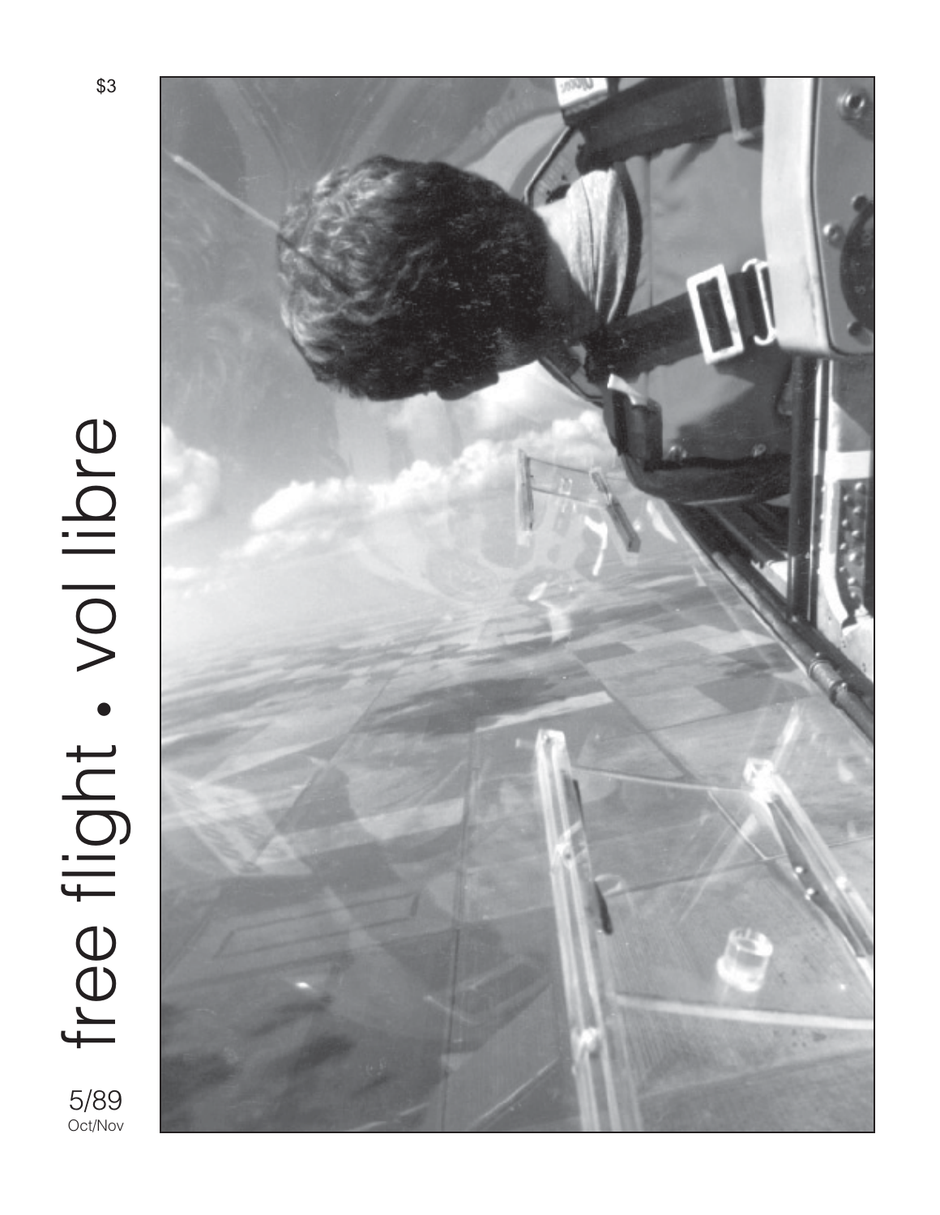$3

# free flight • vol libre

5/89
Oct/Nov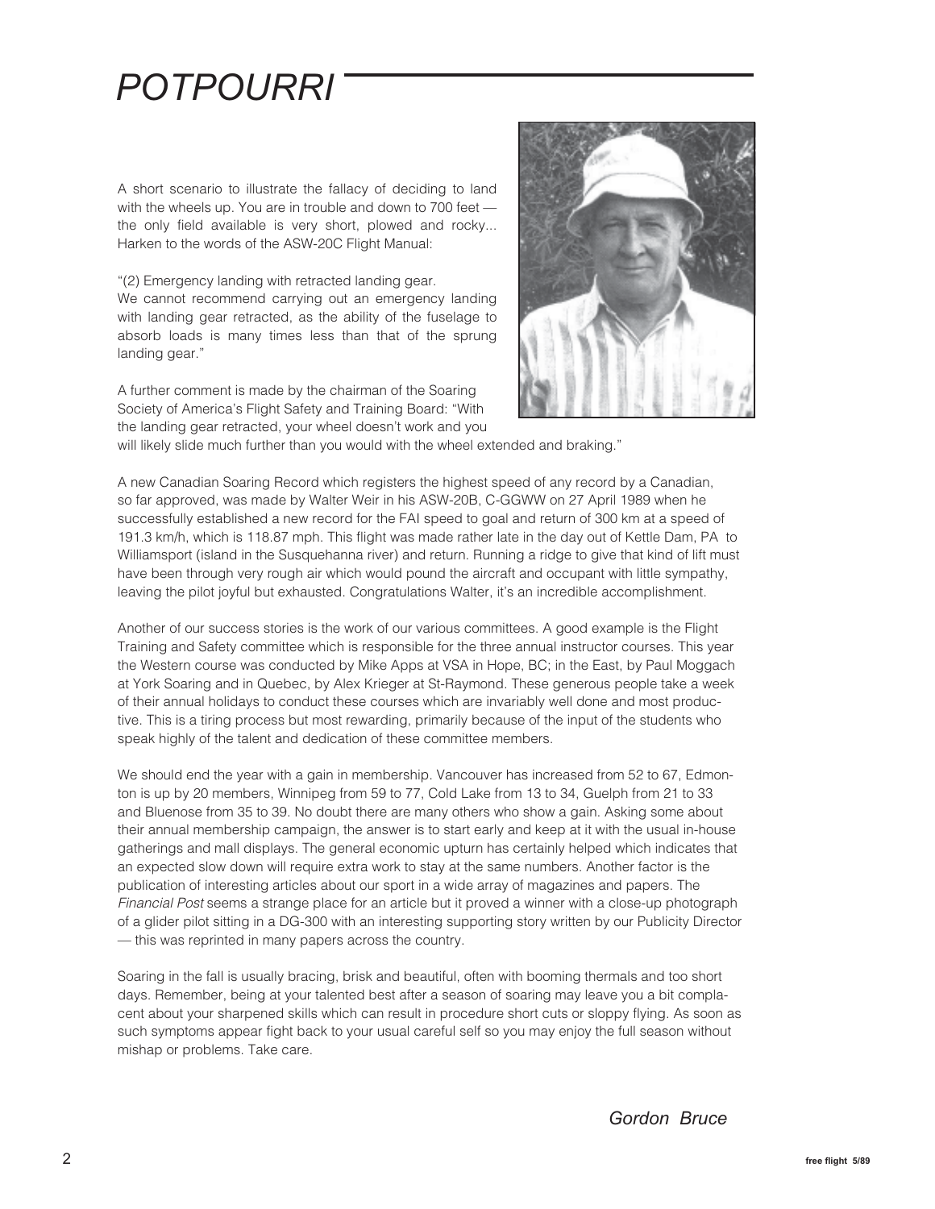# POTPOURRI

A short scenario to illustrate the fallacy of deciding to land with the wheels up. You are in trouble and down to 700 feet — the only field available is very short, plowed and rocky... Harken to the words of the ASW-20C Flight Manual:

"(2) Emergency landing with retracted landing gear.
We cannot recommend carrying out an emergency landing with landing gear retracted, as the ability of the fuselage to absorb loads is many times less than that of the sprung landing gear."

A further comment is made by the chairman of the Soaring Society of America's Flight Safety and Training Board: "With the landing gear retracted, your wheel doesn't work and you will likely slide much further than you would with the wheel extended and braking."

A new Canadian Soaring Record which registers the highest speed of any record by a Canadian, so far approved, was made by Walter Weir in his ASW-20B, C-GGWW on 27 April 1989 when he successfully established a new record for the FAI speed to goal and return of 300 km at a speed of 191.3 km/h, which is 118.87 mph. This flight was made rather late in the day out of Kettle Dam, PA to Williamsport (island in the Susquehanna river) and return. Running a ridge to give that kind of lift must have been through very rough air which would pound the aircraft and occupant with little sympathy, leaving the pilot joyful but exhausted. Congratulations Walter, it's an incredible accomplishment.

Another of our success stories is the work of our various committees. A good example is the Flight Training and Safety committee which is responsible for the three annual instructor courses. This year the Western course was conducted by Mike Apps at VSA in Hope, BC; in the East, by Paul Moggach at York Soaring and in Quebec, by Alex Krieger at St-Raymond. These generous people take a week of their annual holidays to conduct these courses which are invariably well done and most productive. This is a tiring process but most rewarding, primarily because of the input of the students who speak highly of the talent and dedication of these committee members.

We should end the year with a gain in membership. Vancouver has increased from 52 to 67, Edmonton is up by 20 members, Winnipeg from 59 to 77, Cold Lake from 13 to 34, Guelph from 21 to 33 and Bluenose from 35 to 39. No doubt there are many others who show a gain. Asking some about their annual membership campaign, the answer is to start early and keep at it with the usual in-house gatherings and mall displays. The general economic upturn has certainly helped which indicates that an expected slow down will require extra work to stay at the same numbers. Another factor is the publication of interesting articles about our sport in a wide array of magazines and papers. The *Financial Post* seems a strange place for an article but it proved a winner with a close-up photograph of a glider pilot sitting in a DG-300 with an interesting supporting story written by our Publicity Director — this was reprinted in many papers across the country.

Soaring in the fall is usually bracing, brisk and beautiful, often with booming thermals and too short days. Remember, being at your talented best after a season of soaring may leave you a bit complacent about your sharpened skills which can result in procedure short cuts or sloppy flying. As soon as such symptoms appear fight back to your usual careful self so you may enjoy the full season without mishap or problems. Take care.

*Gordon Bruce*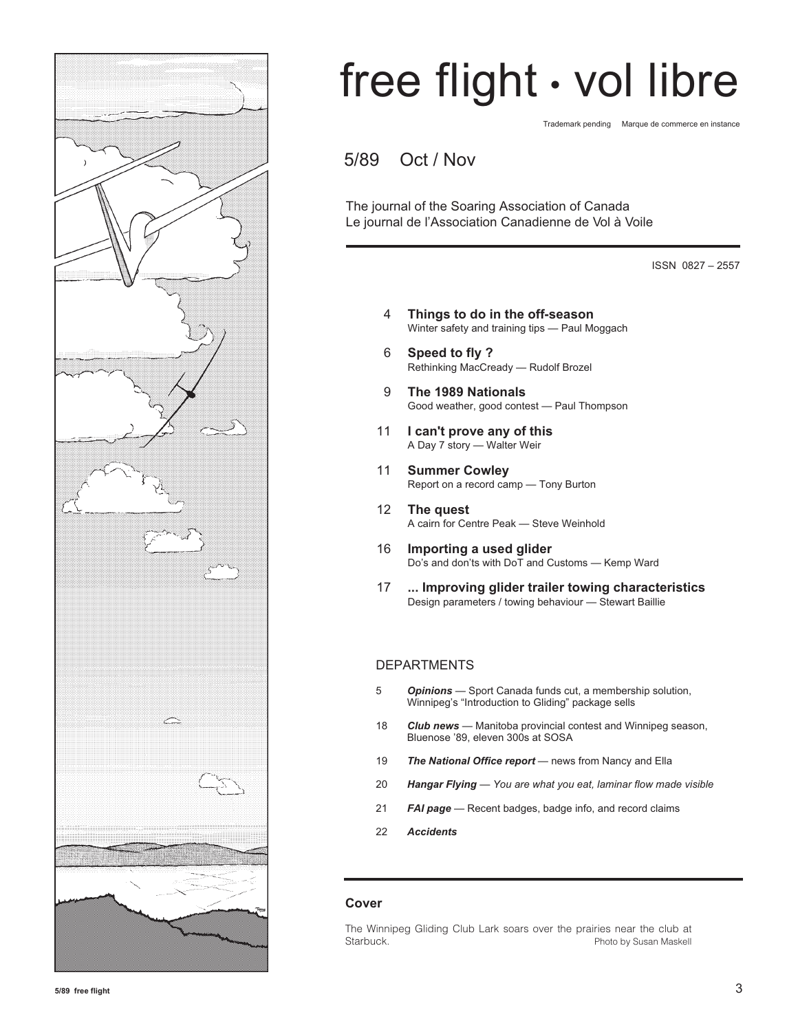# free flight • vol libre

Trademark pending     Marque de commerce en instance

5/89     Oct / Nov

The journal of the Soaring Association of Canada
Le journal de l'Association Canadienne de Vol à Voile

ISSN 0827 – 2557

4 **Things to do in the off-season**
Winter safety and training tips — Paul Moggach

6 **Speed to fly ?**
Rethinking MacCready — Rudolf Brozel

9 **The 1989 Nationals**
Good weather, good contest — Paul Thompson

11 **I can't prove any of this**
A Day 7 story — Walter Weir

11 **Summer Cowley**
Report on a record camp — Tony Burton

12 **The quest**
A cairn for Centre Peak — Steve Weinhold

16 **Importing a used glider**
Do's and don'ts with DoT and Customs — Kemp Ward

17 **... Improving glider trailer towing characteristics**
Design parameters / towing behaviour — Stewart Baillie

## DEPARTMENTS

5 ***Opinions*** — Sport Canada funds cut, a membership solution, Winnipeg's "Introduction to Gliding" package sells

18 ***Club news*** — Manitoba provincial contest and Winnipeg season, Bluenose '89, eleven 300s at SOSA

19 ***The National Office report*** — news from Nancy and Ella

20 ***Hangar Flying*** — *You are what you eat, laminar flow made visible*

21 ***FAI page*** — Recent badges, badge info, and record claims

22 ***Accidents***

## Cover

The Winnipeg Gliding Club Lark soars over the prairies near the club at Starbuck. Photo by Susan Maskell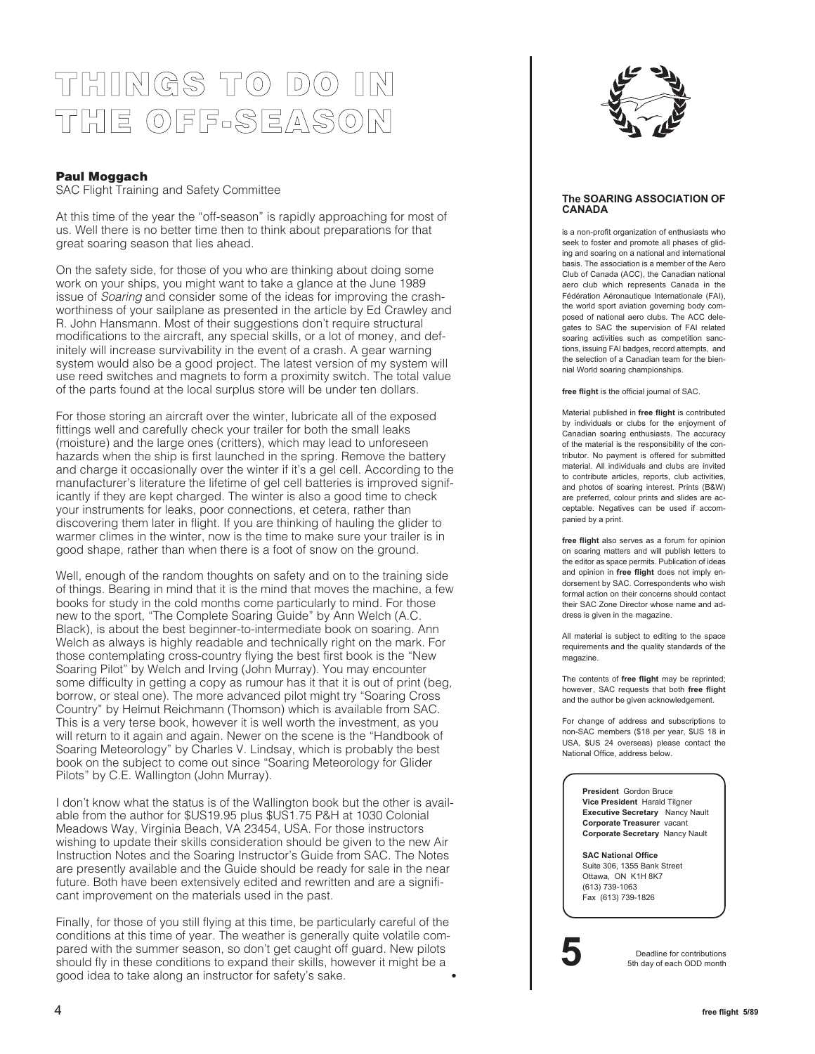# THINGS TO DO IN THE OFF-SEASON

**Paul Moggach**
SAC Flight Training and Safety Committee

At this time of the year the "off-season" is rapidly approaching for most of us. Well there is no better time then to think about preparations for that great soaring season that lies ahead.

On the safety side, for those of you who are thinking about doing some work on your ships, you might want to take a glance at the June 1989 issue of *Soaring* and consider some of the ideas for improving the crash-worthiness of your sailplane as presented in the article by Ed Crawley and R. John Hansmann. Most of their suggestions don't require structural modifications to the aircraft, any special skills, or a lot of money, and definitely will increase survivability in the event of a crash. A gear warning system would also be a good project. The latest version of my system will use reed switches and magnets to form a proximity switch. The total value of the parts found at the local surplus store will be under ten dollars.

For those storing an aircraft over the winter, lubricate all of the exposed fittings well and carefully check your trailer for both the small leaks (moisture) and the large ones (critters), which may lead to unforeseen hazards when the ship is first launched in the spring. Remove the battery and charge it occasionally over the winter if it's a gel cell. According to the manufacturer's literature the lifetime of gel cell batteries is improved significantly if they are kept charged. The winter is also a good time to check your instruments for leaks, poor connections, et cetera, rather than discovering them later in flight. If you are thinking of hauling the glider to warmer climes in the winter, now is the time to make sure your trailer is in good shape, rather than when there is a foot of snow on the ground.

Well, enough of the random thoughts on safety and on to the training side of things. Bearing in mind that it is the mind that moves the machine, a few books for study in the cold months come particularly to mind. For those new to the sport, "The Complete Soaring Guide" by Ann Welch (A.C. Black), is about the best beginner-to-intermediate book on soaring. Ann Welch as always is highly readable and technically right on the mark. For those contemplating cross-country flying the best first book is the "New Soaring Pilot" by Welch and Irving (John Murray). You may encounter some difficulty in getting a copy as rumour has it that it is out of print (beg, borrow, or steal one). The more advanced pilot might try "Soaring Cross Country" by Helmut Reichmann (Thomson) which is available from SAC. This is a very terse book, however it is well worth the investment, as you will return to it again and again. Newer on the scene is the "Handbook of Soaring Meteorology" by Charles V. Lindsay, which is probably the best book on the subject to come out since "Soaring Meteorology for Glider Pilots" by C.E. Wallington (John Murray).

I don't know what the status is of the Wallington book but the other is available from the author for $US19.95 plus $US1.75 P&H at 1030 Colonial Meadows Way, Virginia Beach, VA 23454, USA. For those instructors wishing to update their skills consideration should be given to the new Air Instruction Notes and the Soaring Instructor's Guide from SAC. The Notes are presently available and the Guide should be ready for sale in the near future. Both have been extensively edited and rewritten and are a significant improvement on the materials used in the past.

Finally, for those of you still flying at this time, be particularly careful of the conditions at this time of year. The weather is generally quite volatile compared with the summer season, so don't get caught off guard. New pilots should fly in these conditions to expand their skills, however it might be a good idea to take along an instructor for safety's sake. •

**The SOARING ASSOCIATION OF CANADA**

is a non-profit organization of enthusiasts who seek to foster and promote all phases of gliding and soaring on a national and international basis. The association is a member of the Aero Club of Canada (ACC), the Canadian national aero club which represents Canada in the Fédération Aéronautique Internationale (FAI), the world sport aviation governing body composed of national aero clubs. The ACC delegates to SAC the supervision of FAI related soaring activities such as competition sanctions, issuing FAI badges, record attempts, and the selection of a Canadian team for the biennial World soaring championships.

**free flight** is the official journal of SAC.

Material published in **free flight** is contributed by individuals or clubs for the enjoyment of Canadian soaring enthusiasts. The accuracy of the material is the responsibility of the contributor. No payment is offered for submitted material. All individuals and clubs are invited to contribute articles, reports, club activities, and photos of soaring interest. Prints (B&W) are preferred, colour prints and slides are acceptable. Negatives can be used if accompanied by a print.

**free flight** also serves as a forum for opinion on soaring matters and will publish letters to the editor as space permits. Publication of ideas and opinion in **free flight** does not imply endorsement by SAC. Correspondents who wish formal action on their concerns should contact their SAC Zone Director whose name and address is given in the magazine.

All material is subject to editing to the space requirements and the quality standards of the magazine.

The contents of **free flight** may be reprinted; however, SAC requests that both **free flight** and the author be given acknowledgement.

For change of address and subscriptions to non-SAC members ($18 per year, $US 18 in USA, $US 24 overseas) please contact the National Office, address below.

**President** Gordon Bruce
**Vice President** Harald Tilgner
**Executive Secretary** Nancy Nault
**Corporate Treasurer** vacant
**Corporate Secretary** Nancy Nault

**SAC National Office**
Suite 306, 1355 Bank Street
Ottawa, ON K1H 8K7
(613) 739-1063
Fax (613) 739-1826

**5** Deadline for contributions
5th day of each ODD month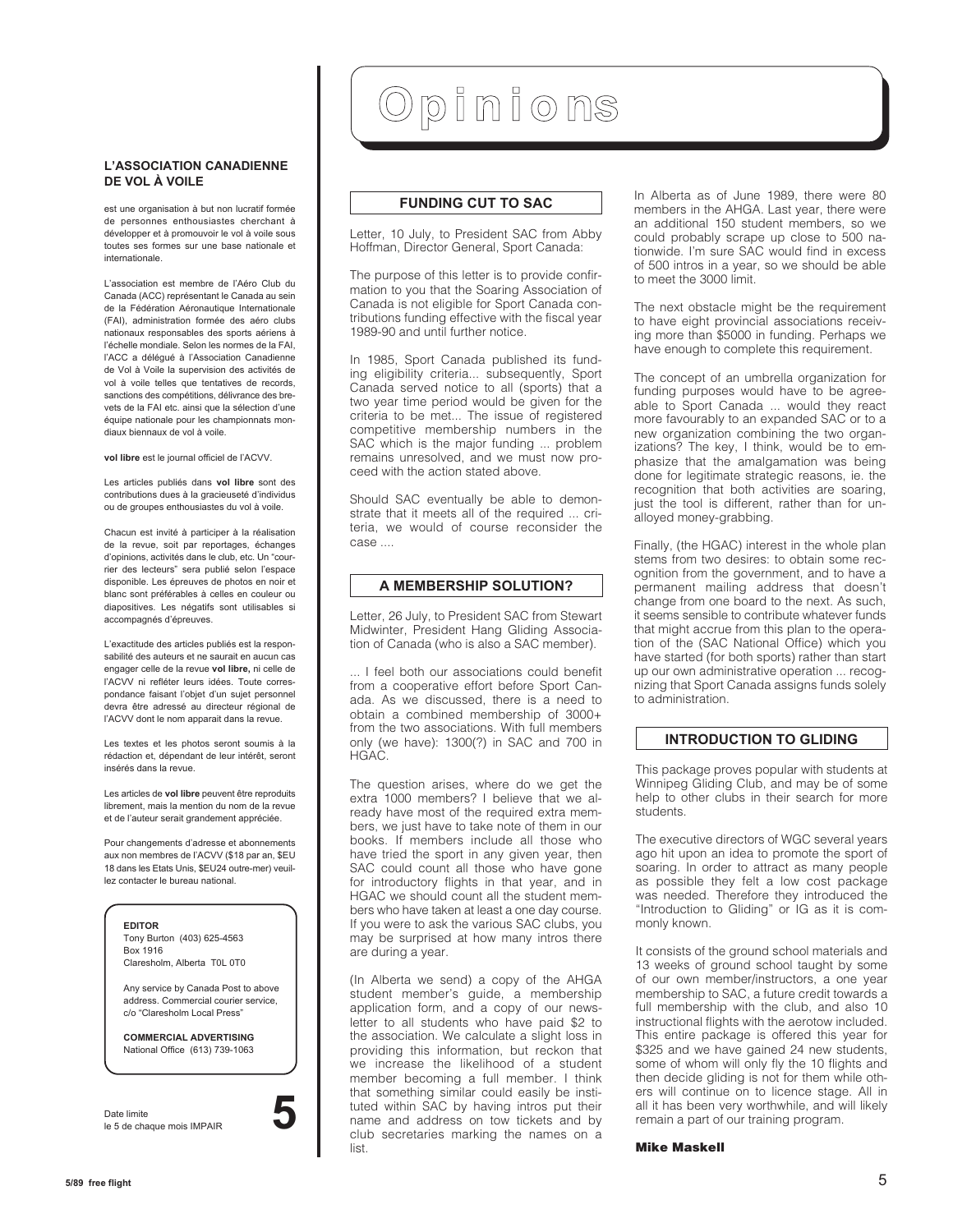**L'ASSOCIATION CANADIENNE DE VOL À VOILE**

est une organisation à but non lucratif formée de personnes enthousiastes cherchant à développer et à promouvoir le vol à voile sous toutes ses formes sur une base nationale et internationale.

L'association est membre de l'Aéro Club du Canada (ACC) représentant le Canada au sein de la Fédération Aéronautique Internationale (FAI), administration formée des aéro clubs nationaux responsables des sports aériens à l'échelle mondiale. Selon les normes de la FAI, l'ACC a délégué à l'Association Canadienne de Vol à Voile la supervision des activités de vol à voile telles que tentatives de records, sanctions des compétitions, délivrance des brevets de la FAI etc. ainsi que la sélection d'une équipe nationale pour les championnats mondiaux biennaux de vol à voile.

**vol libre** est le journal officiel de l'ACVV.

Les articles publiés dans **vol libre** sont des contributions dues à la gracieuseté d'individus ou de groupes enthousiastes du vol à voile.

Chacun est invité à participer à la réalisation de la revue, soit par reportages, échanges d'opinions, activités dans le club, etc. Un "courrier des lecteurs" sera publié selon l'espace disponible. Les épreuves de photos en noir et blanc sont préférables à celles en couleur ou diapositives. Les négatifs sont utilisables si accompagnés d'épreuves.

L'exactitude des articles publiés est la responsabilité des auteurs et ne saurait en aucun cas engager celle de la revue **vol libre,** ni celle de l'ACVV ni refléter leurs idées. Toute correspondance faisant l'objet d'un sujet personnel devra être adressé au directeur régional de l'ACVV dont le nom apparait dans la revue.

Les textes et les photos seront soumis à la rédaction et, dépendant de leur intérêt, seront insérés dans la revue.

Les articles de **vol libre** peuvent être reproduits librement, mais la mention du nom de la revue et de l'auteur serait grandement appréciée.

Pour changements d'adresse et abonnements aux non membres de l'ACVV ($18 par an, $EU 18 dans les Etats Unis, $EU24 outre-mer) veuillez contacter le bureau national.

**EDITOR**
Tony Burton (403) 625-4563
Box 1916
Claresholm, Alberta T0L 0T0

Any service by Canada Post to above address. Commercial courier service, c/o "Claresholm Local Press"

**COMMERCIAL ADVERTISING**
National Office (613) 739-1063

Date limite
le 5 de chaque mois IMPAIR

**5**

# Opinions

## FUNDING CUT TO SAC

Letter, 10 July, to President SAC from Abby Hoffman, Director General, Sport Canada:

The purpose of this letter is to provide confirmation to you that the Soaring Association of Canada is not eligible for Sport Canada contributions funding effective with the fiscal year 1989-90 and until further notice.

In 1985, Sport Canada published its funding eligibility criteria... subsequently, Sport Canada served notice to all (sports) that a two year time period would be given for the criteria to be met... The issue of registered competitive membership numbers in the SAC which is the major funding ... problem remains unresolved, and we must now proceed with the action stated above.

Should SAC eventually be able to demonstrate that it meets all of the required ... criteria, we would of course reconsider the case ....

## A MEMBERSHIP SOLUTION?

Letter, 26 July, to President SAC from Stewart Midwinter, President Hang Gliding Association of Canada (who is also a SAC member).

... I feel both our associations could benefit from a cooperative effort before Sport Canada. As we discussed, there is a need to obtain a combined membership of 3000+ from the two associations. With full members only (we have): 1300(?) in SAC and 700 in HGAC.

The question arises, where do we get the extra 1000 members? I believe that we already have most of the required extra members, we just have to take note of them in our books. If members include all those who have tried the sport in any given year, then SAC could count all those who have gone for introductory flights in that year, and in HGAC we should count all the student members who have taken at least a one day course. If you were to ask the various SAC clubs, you may be surprised at how many intros there are during a year.

(In Alberta we send) a copy of the AHGA student member's guide, a membership application form, and a copy of our newsletter to all students who have paid $2 to the association. We calculate a slight loss in providing this information, but reckon that we increase the likelihood of a student member becoming a full member. I think that something similar could easily be instituted within SAC by having intros put their name and address on tow tickets and by club secretaries marking the names on a list.

In Alberta as of June 1989, there were 80 members in the AHGA. Last year, there were an additional 150 student members, so we could probably scrape up close to 500 nationwide. I'm sure SAC would find in excess of 500 intros in a year, so we should be able to meet the 3000 limit.

The next obstacle might be the requirement to have eight provincial associations receiving more than $5000 in funding. Perhaps we have enough to complete this requirement.

The concept of an umbrella organization for funding purposes would have to be agreeable to Sport Canada ... would they react more favourably to an expanded SAC or to a new organization combining the two organizations? The key, I think, would be to emphasize that the amalgamation was being done for legitimate strategic reasons, ie. the recognition that both activities are soaring, just the tool is different, rather than for unalloyed money-grabbing.

Finally, (the HGAC) interest in the whole plan stems from two desires: to obtain some recognition from the government, and to have a permanent mailing address that doesn't change from one board to the next. As such, it seems sensible to contribute whatever funds that might accrue from this plan to the operation of the (SAC National Office) which you have started (for both sports) rather than start up our own administrative operation ... recognizing that Sport Canada assigns funds solely to administration.

## INTRODUCTION TO GLIDING

This package proves popular with students at Winnipeg Gliding Club, and may be of some help to other clubs in their search for more students.

The executive directors of WGC several years ago hit upon an idea to promote the sport of soaring. In order to attract as many people as possible they felt a low cost package was needed. Therefore they introduced the "Introduction to Gliding" or IG as it is commonly known.

It consists of the ground school materials and 13 weeks of ground school taught by some of our own member/instructors, a one year membership to SAC, a future credit towards a full membership with the club, and also 10 instructional flights with the aerotow included. This entire package is offered this year for $325 and we have gained 24 new students, some of whom will only fly the 10 flights and then decide gliding is not for them while others will continue on to licence stage. All in all it has been very worthwhile, and will likely remain a part of our training program.

**Mike Maskell**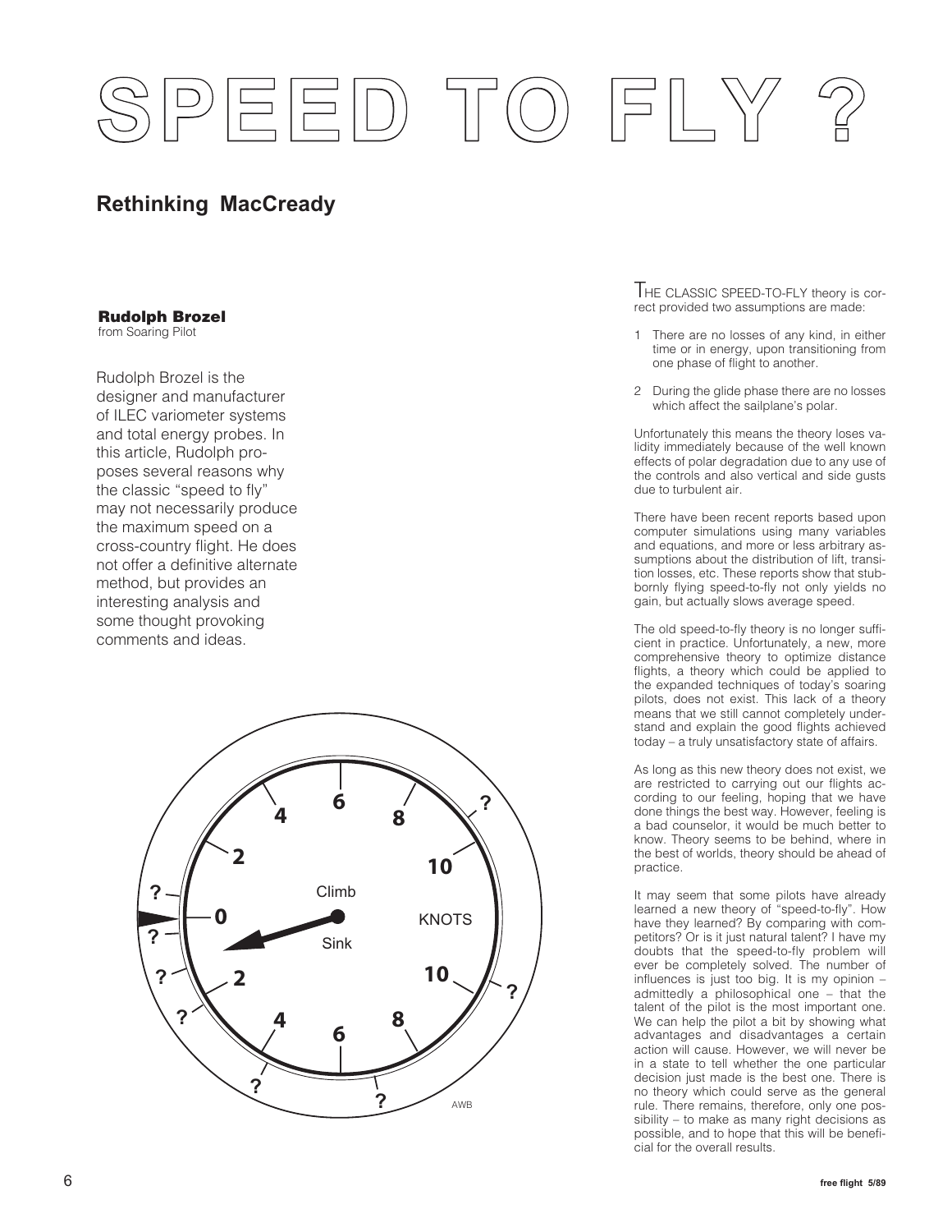# SPEED TO FLY ?

## Rethinking MacCready

**Rudolph Brozel**
from Soaring Pilot

Rudolph Brozel is the designer and manufacturer of ILEC variometer systems and total energy probes. In this article, Rudolph proposes several reasons why the classic "speed to fly" may not necessarily produce the maximum speed on a cross-country flight. He does not offer a definitive alternate method, but provides an interesting analysis and some thought provoking comments and ideas.

THE CLASSIC SPEED-TO-FLY theory is correct provided two assumptions are made:

1. There are no losses of any kind, in either time or in energy, upon transitioning from one phase of flight to another.
2. During the glide phase there are no losses which affect the sailplane's polar.

Unfortunately this means the theory loses validity immediately because of the well known effects of polar degradation due to any use of the controls and also vertical and side gusts due to turbulent air.

There have been recent reports based upon computer simulations using many variables and equations, and more or less arbitrary assumptions about the distribution of lift, transition losses, etc. These reports show that stubbornly flying speed-to-fly not only yields no gain, but actually slows average speed.

The old speed-to-fly theory is no longer sufficient in practice. Unfortunately, a new, more comprehensive theory to optimize distance flights, a theory which could be applied to the expanded techniques of today's soaring pilots, does not exist. This lack of a theory means that we still cannot completely understand and explain the good flights achieved today – a truly unsatisfactory state of affairs.

As long as this new theory does not exist, we are restricted to carrying out our flights according to our feeling, hoping that we have done things the best way. However, feeling is a bad counselor, it would be much better to know. Theory seems to be behind, where in the best of worlds, theory should be ahead of practice.

It may seem that some pilots have already learned a new theory of "speed-to-fly". How have they learned? By comparing with competitors? Or is it just natural talent? I have my doubts that the speed-to-fly problem will ever be completely solved. The number of influences is just too big. It is my opinion – admittedly a philosophical one – that the talent of the pilot is the most important one. We can help the pilot a bit by showing what advantages and disadvantages a certain action will cause. However, we will never be in a state to tell whether the one particular decision just made is the best one. There is no theory which could serve as the general rule. There remains, therefore, only one possibility – to make as many right decisions as possible, and to hope that this will be beneficial for the overall results.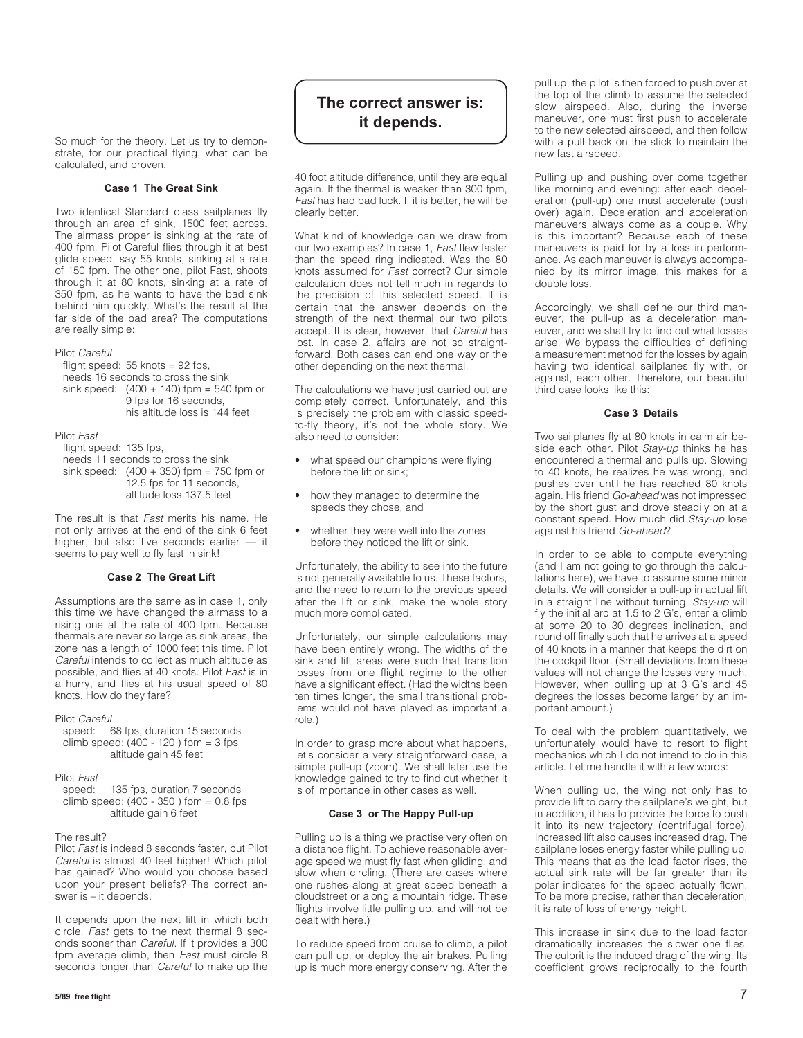So much for the theory. Let us try to demonstrate, for our practical flying, what can be calculated, and proven.

### Case 1 The Great Sink

Two identical Standard class sailplanes fly through an area of sink, 1500 feet across. The airmass proper is sinking at the rate of 400 fpm. Pilot Careful flies through it at best glide speed, say 55 knots, sinking at a rate of 150 fpm. The other one, pilot Fast, shoots through it at 80 knots, sinking at a rate of 350 fpm, as he wants to have the bad sink behind him quickly. What's the result at the far side of the bad area? The computations are really simple:

Pilot *Careful*
 flight speed: 55 knots = 92 fps,
 needs 16 seconds to cross the sink
 sink speed: (400 + 140) fpm = 540 fpm or
  9 fps for 16 seconds,
  his altitude loss is 144 feet

Pilot *Fast*
 flight speed: 135 fps,
 needs 11 seconds to cross the sink
 sink speed: (400 + 350) fpm = 750 fpm or
  12.5 fps for 11 seconds,
  altitude loss 137.5 feet

The result is that *Fast* merits his name. He not only arrives at the end of the sink 6 feet higher, but also five seconds earlier — it seems to pay well to fly fast in sink!

### Case 2 The Great Lift

Assumptions are the same as in case 1, only this time we have changed the airmass to a rising one at the rate of 400 fpm. Because thermals are never so large as sink areas, the zone has a length of 1000 feet this time. Pilot *Careful* intends to collect as much altitude as possible, and flies at 40 knots. Pilot *Fast* is in a hurry, and flies at his usual speed of 80 knots. How do they fare?

Pilot *Careful*
 speed: 68 fps, duration 15 seconds
 climb speed: (400 - 120 ) fpm = 3 fps
  altitude gain 45 feet

Pilot *Fast*
 speed: 135 fps, duration 7 seconds
 climb speed: (400 - 350 ) fpm = 0.8 fps
  altitude gain 6 feet

The result?
Pilot *Fast* is indeed 8 seconds faster, but Pilot *Careful* is almost 40 feet higher! Which pilot has gained? Who would you choose based upon your present beliefs? The correct answer is – it depends.

**The correct answer is: it depends.**

It depends upon the next lift in which both circle. *Fast* gets to the next thermal 8 seconds sooner than *Careful*. If it provides a 300 fpm average climb, then *Fast* must circle 8 seconds longer than *Careful* to make up the 40 foot altitude difference, until they are equal again. If the thermal is weaker than 300 fpm, *Fast* has had bad luck. If it is better, he will be clearly better.

What kind of knowledge can we draw from our two examples? In case 1, *Fast* flew faster than the speed ring indicated. Was the 80 knots assumed for *Fast* correct? Our simple calculation does not tell much in regards to the precision of this selected speed. It is certain that the answer depends on the strength of the next thermal our two pilots accept. It is clear, however, that *Careful* has lost. In case 2, affairs are not so straightforward. Both cases can end one way or the other depending on the next thermal.

The calculations we have just carried out are completely correct. Unfortunately, and this is precisely the problem with classic speed-to-fly theory, it's not the whole story. We also need to consider:

- what speed our champions were flying before the lift or sink;
- how they managed to determine the speeds they chose, and
- whether they were well into the zones before they noticed the lift or sink.

Unfortunately, the ability to see into the future is not generally available to us. These factors, and the need to return to the previous speed after the lift or sink, make the whole story much more complicated.

Unfortunately, our simple calculations may have been entirely wrong. The widths of the sink and lift areas were such that transition losses from one flight regime to the other have a significant effect. (Had the widths been ten times longer, the small transitional problems would not have played as important a role.)

In order to grasp more about what happens, let's consider a very straightforward case, a simple pull-up (zoom). We shall later use the knowledge gained to try to find out whether it is of importance in other cases as well.

### Case 3 or The Happy Pull-up

Pulling up is a thing we practise very often on a distance flight. To achieve reasonable average speed we must fly fast when gliding, and slow when circling. (There are cases where one rushes along at great speed beneath a cloudstreet or along a mountain ridge. These flights involve little pulling up, and will not be dealt with here.)

To reduce speed from cruise to climb, a pilot can pull up, or deploy the air brakes. Pulling up is much more energy conserving. After the pull up, the pilot is then forced to push over at the top of the climb to assume the selected slow airspeed. Also, during the inverse maneuver, one must first push to accelerate to the new selected airspeed, and then follow with a pull back on the stick to maintain the new fast airspeed.

Pulling up and pushing over come together like morning and evening: after each deceleration (pull-up) one must accelerate (push over) again. Deceleration and acceleration maneuvers always come as a couple. Why is this important? Because each of these maneuvers is paid for by a loss in performance. As each maneuver is always accompanied by its mirror image, this makes for a double loss.

Accordingly, we shall define our third maneuver, the pull-up as a deceleration maneuver, and we shall try to find out what losses arise. We bypass the difficulties of defining a measurement method for the losses by again having two identical sailplanes fly with, or against, each other. Therefore, our beautiful third case looks like this:

### Case 3 Details

Two sailplanes fly at 80 knots in calm air beside each other. Pilot *Stay-up* thinks he has encountered a thermal and pulls up. Slowing to 40 knots, he realizes he was wrong, and pushes over until he has reached 80 knots again. His friend *Go-ahead* was not impressed by the short gust and drove steadily on at a constant speed. How much did *Stay-up* lose against his friend *Go-ahead*?

In order to be able to compute everything (and I am not going to go through the calculations here), we have to assume some minor details. We will consider a pull-up in actual lift in a straight line without turning. *Stay-up* will fly the initial arc at 1.5 to 2 G's, enter a climb at some 20 to 30 degrees inclination, and round off finally such that he arrives at a speed of 40 knots in a manner that keeps the dirt on the cockpit floor. (Small deviations from these values will not change the losses very much. However, when pulling up at 3 G's and 45 degrees the losses become larger by an important amount.)

To deal with the problem quantitatively, we unfortunately would have to resort to flight mechanics which I do not intend to do in this article. Let me handle it with a few words:

When pulling up, the wing not only has to provide lift to carry the sailplane's weight, but in addition, it has to provide the force to push it into its new trajectory (centrifugal force). Increased lift also causes increased drag. The sailplane loses energy faster while pulling up. This means that as the load factor rises, the actual sink rate will be far greater than its polar indicates for the speed actually flown. To be more precise, rather than deceleration, it is rate of loss of energy height.

This increase in sink due to the load factor dramatically increases the slower one flies. The culprit is the induced drag of the wing. Its coefficient grows reciprocally to the fourth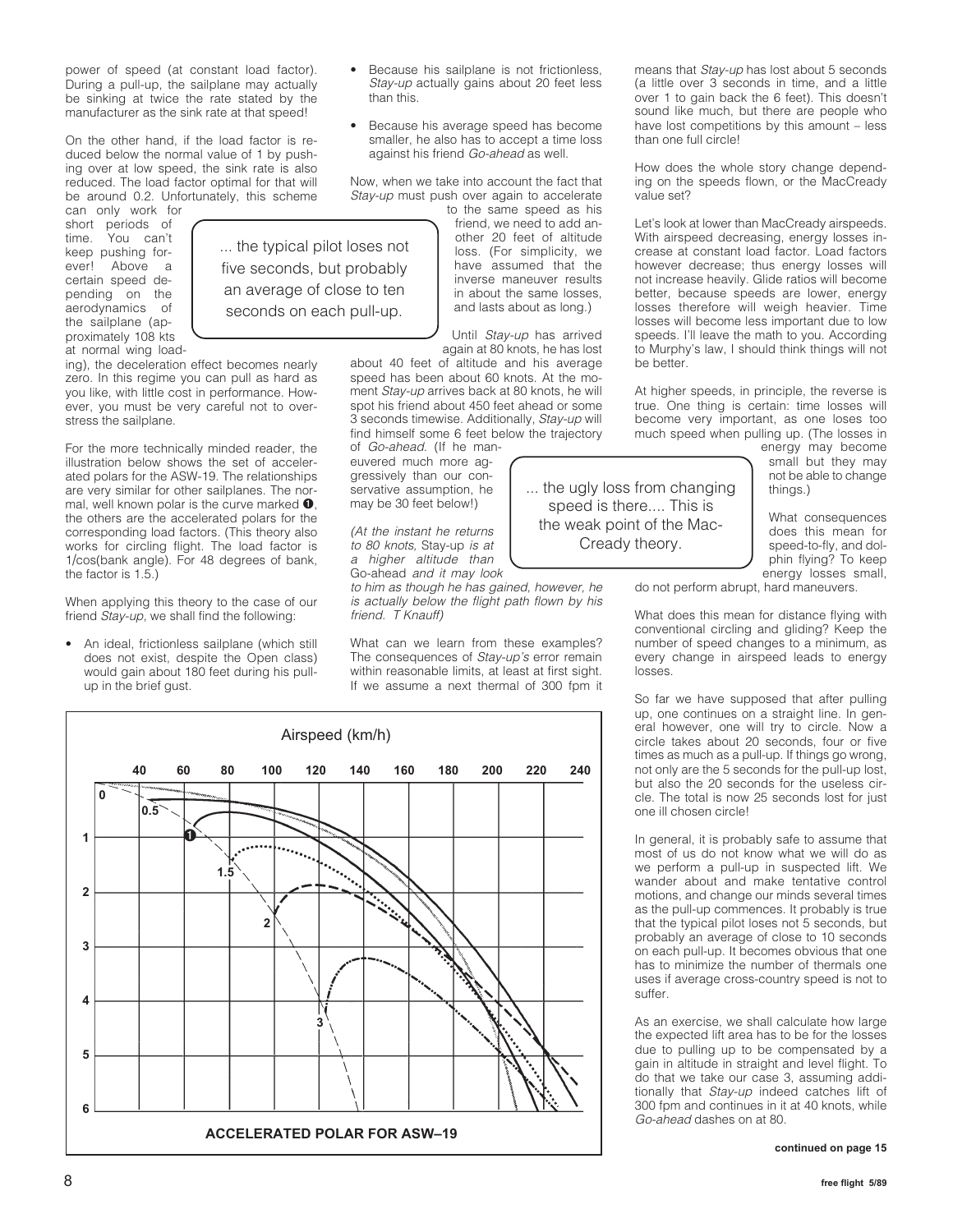power of speed (at constant load factor). During a pull-up, the sailplane may actually be sinking at twice the rate stated by the manufacturer as the sink rate at that speed!

On the other hand, if the load factor is reduced below the normal value of 1 by pushing over at low speed, the sink rate is also reduced. The load factor optimal for that will be around 0.2. Unfortunately, this scheme can only work for short periods of time. You can't keep pushing forever! Above a certain speed depending on the aerodynamics of the sailplane (approximately 108 kts at normal wing loading), the deceleration effect becomes nearly zero. In this regime you can pull as hard as you like, with little cost in performance. However, you must be very careful not to overstress the sailplane.

For the more technically minded reader, the illustration below shows the set of accelerated polars for the ASW-19. The relationships are very similar for other sailplanes. The normal, well known polar is the curve marked ❶, the others are the accelerated polars for the corresponding load factors. (This theory also works for circling flight. The load factor is 1/cos(bank angle). For 48 degrees of bank, the factor is 1.5.)

When applying this theory to the case of our friend *Stay-up*, we shall find the following:

- An ideal, frictionless sailplane (which still does not exist, despite the Open class) would gain about 180 feet during his pull-up in the brief gust.
- Because his sailplane is not frictionless, *Stay-up* actually gains about 20 feet less than this.
- Because his average speed has become smaller, he also has to accept a time loss against his friend *Go-ahead* as well.

Now, when we take into account the fact that *Stay-up* must push over again to accelerate to the same speed as his friend, we need to add another 20 feet of altitude loss. (For simplicity, we have assumed that the inverse maneuver results in about the same losses, and lasts about as long.)

> ... the typical pilot loses not five seconds, but probably an average of close to ten seconds on each pull-up.

Until *Stay-up* has arrived again at 80 knots, he has lost about 40 feet of altitude and his average speed has been about 60 knots. At the moment *Stay-up* arrives back at 80 knots, he will spot his friend about 450 feet ahead or some 3 seconds timewise. Additionally, *Stay-up* will find himself some 6 feet below the trajectory of *Go-ahead*. (If he maneuvered much more aggressively than our conservative assumption, he may be 30 feet below!)

*(At the instant he returns to 80 knots,* Stay-up *is at a higher altitude than* Go-ahead *and it may look to him as though he has gained, however, he is actually below the flight path flown by his friend. T Knauff)*

What can we learn from these examples? The consequences of *Stay-up's* error remain within reasonable limits, at least at first sight. If we assume a next thermal of 300 fpm it means that *Stay-up* has lost about 5 seconds (a little over 3 seconds in time, and a little over 1 to gain back the 6 feet). This doesn't sound like much, but there are people who have lost competitions by this amount – less than one full circle!

How does the whole story change depending on the speeds flown, or the MacCready value set?

Let's look at lower than MacCready airspeeds. With airspeed decreasing, energy losses increase at constant load factor. Load factors however decrease; thus energy losses will not increase heavily. Glide ratios will become better, because speeds are lower, energy losses therefore will weigh heavier. Time losses will become less important due to low speeds. I'll leave the math to you. According to Murphy's law, I should think things will not be better.

> ... the ugly loss from changing speed is there.... This is the weak point of the MacCready theory.

At higher speeds, in principle, the reverse is true. One thing is certain: time losses will become very important, as one loses too much speed when pulling up. (The losses in energy may become small but they may not be able to change things.)

What consequences does this mean for speed-to-fly, and dolphin flying? To keep energy losses small, do not perform abrupt, hard maneuvers.

What does this mean for distance flying with conventional circling and gliding? Keep the number of speed changes to a minimum, as every change in airspeed leads to energy losses.

So far we have supposed that after pulling up, one continues on a straight line. In general however, one will try to circle. Now a circle takes about 20 seconds, four or five times as much as a pull-up. If things go wrong, not only are the 5 seconds for the pull-up lost, but also the 20 seconds for the useless circle. The total is now 25 seconds lost for just one ill chosen circle!

In general, it is probably safe to assume that most of us do not know what we will do as we perform a pull-up in suspected lift. We wander about and make tentative control motions, and change our minds several times as the pull-up commences. It probably is true that the typical pilot loses not 5 seconds, but probably an average of close to 10 seconds on each pull-up. It becomes obvious that one has to minimize the number of thermals one uses if average cross-country speed is not to suffer.

As an exercise, we shall calculate how large the expected lift area has to be for the losses due to pulling up to be compensated by a gain in altitude in straight and level flight. To do that we take our case 3, assuming additionally that *Stay-up* indeed catches lift of 300 fpm and continues in it at 40 knots, while *Go-ahead* dashes on at 80.

**ACCELERATED POLAR FOR ASW–19** (Airspeed (km/h), 40–240; sink rate 0–6; curves for load factors 0, 0.5, ❶, 1.5, 2, 3)

**continued on page 15**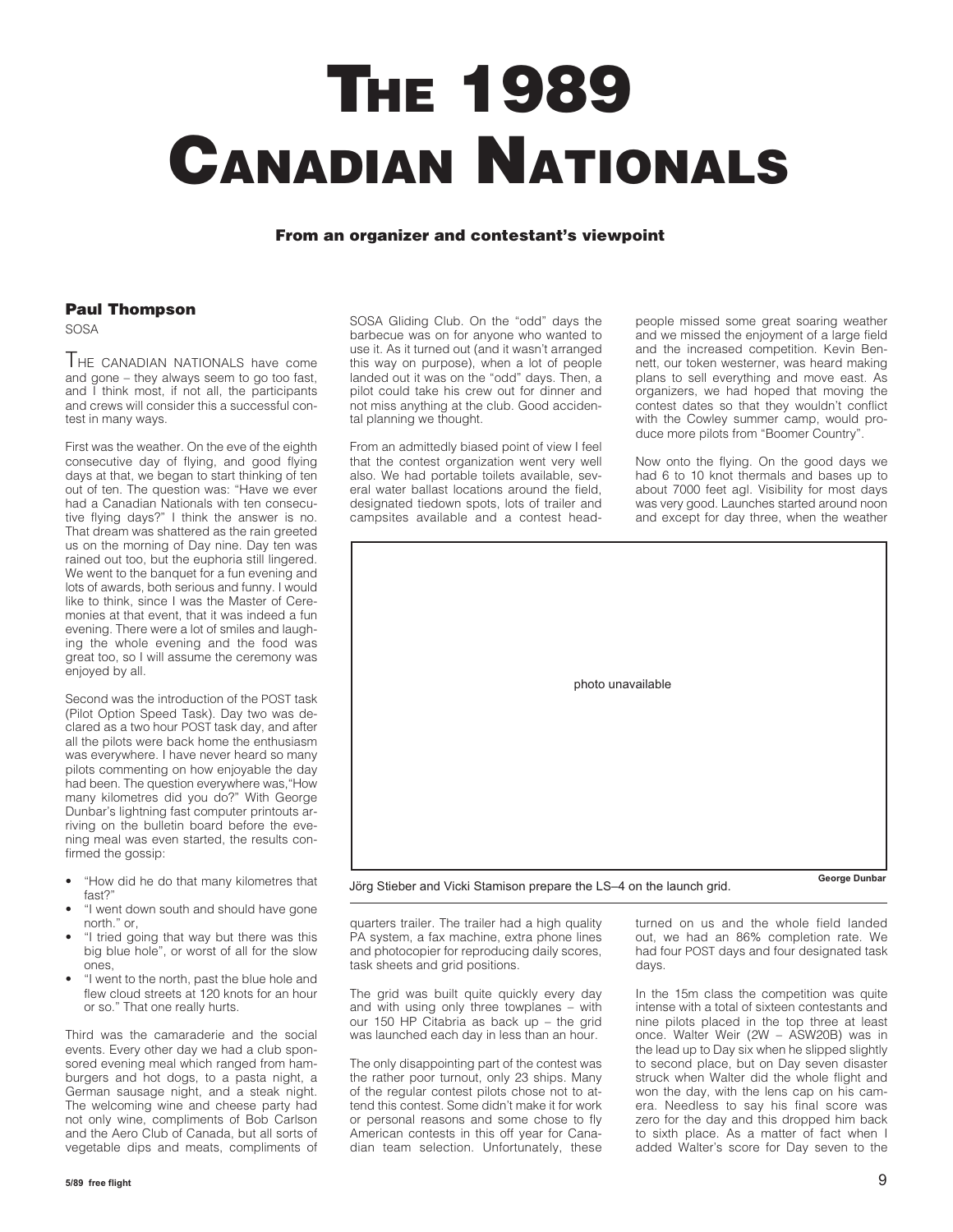# The 1989 Canadian Nationals

**From an organizer and contestant's viewpoint**

**Paul Thompson**
SOSA

THE CANADIAN NATIONALS have come and gone – they always seem to go too fast, and I think most, if not all, the participants and crews will consider this a successful contest in many ways.

First was the weather. On the eve of the eighth consecutive day of flying, and good flying days at that, we began to start thinking of ten out of ten. The question was: "Have we ever had a Canadian Nationals with ten consecutive flying days?" I think the answer is no. That dream was shattered as the rain greeted us on the morning of Day nine. Day ten was rained out too, but the euphoria still lingered. We went to the banquet for a fun evening and lots of awards, both serious and funny. I would like to think, since I was the Master of Ceremonies at that event, that it was indeed a fun evening. There were a lot of smiles and laughing the whole evening and the food was great too, so I will assume the ceremony was enjoyed by all.

Second was the introduction of the POST task (Pilot Option Speed Task). Day two was declared as a two hour POST task day, and after all the pilots were back home the enthusiasm was everywhere. I have never heard so many pilots commenting on how enjoyable the day had been. The question everywhere was,"How many kilometres did you do?" With George Dunbar's lightning fast computer printouts arriving on the bulletin board before the evening meal was even started, the results confirmed the gossip:

- "How did he do that many kilometres that fast?"
- "I went down south and should have gone north." or,
- "I tried going that way but there was this big blue hole", or worst of all for the slow ones,
- "I went to the north, past the blue hole and flew cloud streets at 120 knots for an hour or so." That one really hurts.

Third was the camaraderie and the social events. Every other day we had a club sponsored evening meal which ranged from hamburgers and hot dogs, to a pasta night, a German sausage night, and a steak night. The welcoming wine and cheese party had not only wine, compliments of Bob Carlson and the Aero Club of Canada, but all sorts of vegetable dips and meats, compliments of SOSA Gliding Club. On the "odd" days the barbecue was on for anyone who wanted to use it. As it turned out (and it wasn't arranged this way on purpose), when a lot of people landed out it was on the "odd" days. Then, a pilot could take his crew out for dinner and not miss anything at the club. Good accidental planning we thought.

From an admittedly biased point of view I feel that the contest organization went very well also. We had portable toilets available, several water ballast locations around the field, designated tiedown spots, lots of trailer and campsites available and a contest headquarters trailer. The trailer had a high quality PA system, a fax machine, extra phone lines and photocopier for reproducing daily scores, task sheets and grid positions.

The grid was built quite quickly every day and with using only three towplanes – with our 150 HP Citabria as back up – the grid was launched each day in less than an hour.

The only disappointing part of the contest was the rather poor turnout, only 23 ships. Many of the regular contest pilots chose not to attend this contest. Some didn't make it for work or personal reasons and some chose to fly American contests in this off year for Canadian team selection. Unfortunately, these people missed some great soaring weather and we missed the enjoyment of a large field and the increased competition. Kevin Bennett, our token westerner, was heard making plans to sell everything and move east. As organizers, we had hoped that moving the contest dates so that they wouldn't conflict with the Cowley summer camp, would produce more pilots from "Boomer Country".

photo unavailable

Jörg Stieber and Vicki Stamison prepare the LS–4 on the launch grid. George Dunbar

Now onto the flying. On the good days we had 6 to 10 knot thermals and bases up to about 7000 feet agl. Visibility for most days was very good. Launches started around noon and except for day three, when the weather turned on us and the whole field landed out, we had an 86% completion rate. We had four POST days and four designated task days.

In the 15m class the competition was quite intense with a total of sixteen contestants and nine pilots placed in the top three at least once. Walter Weir (2W – ASW20B) was in the lead up to Day six when he slipped slightly to second place, but on Day seven disaster struck when Walter did the whole flight and won the day, with the lens cap on his camera. Needless to say his final score was zero for the day and this dropped him back to sixth place. As a matter of fact when I added Walter's score for Day seven to the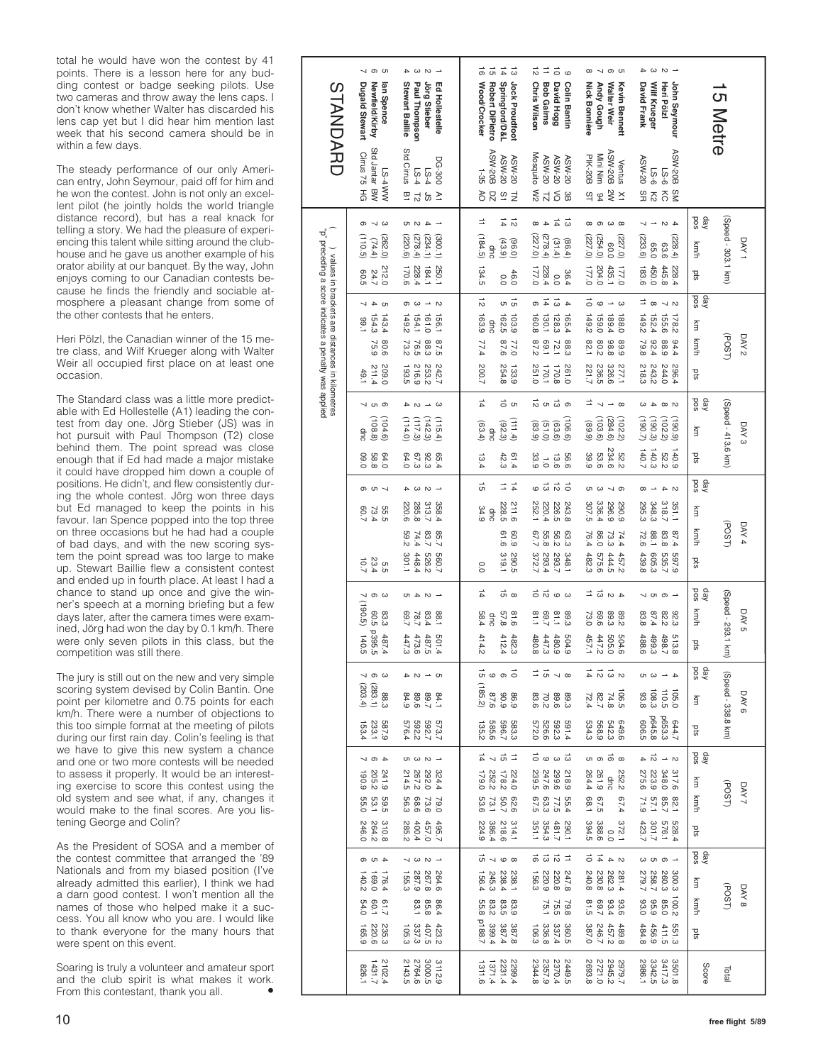total he would have won the contest by 41 points. There is a lesson here for any budding contest or badge seeking pilots. Use two cameras and throw away the lens caps. I don't know whether Walter has discarded his lens cap yet but I did hear him mention last week that his second camera should be in within a few days.

The steady performance of our only American entry, John Seymour, paid off for him and he won the contest. John is not only an excellent pilot (he jointly holds the world triangle distance record), but has a real knack for telling a story. We had the pleasure of experiencing this talent while sitting around the clubhouse and he gave us another example of his orator ability at our banquet. By the way, John enjoys coming to our Canadian contests because he finds the friendly and sociable atmosphere a pleasant change from some of the other contests that he enters.

Heri Pölzl, the Canadian winner of the 15 metre class, and Wilf Krueger along with Walter Weir all occupied first place on at least one occasion.

The Standard class was a little more predictable with Ed Hollestelle (A1) leading the contest from day one. Jörg Stieber (JS) was in hot pursuit with Paul Thompson (T2) close behind them. The point spread was close enough that if Ed had made a major mistake it could have dropped him down a couple of positions. He didn't, and flew consistently during the whole contest. Jörg won three days but Ed managed to keep the points in his favour. Ian Spence popped into the top three on three occasions but he had had a couple of bad days, and with the new scoring system the point spread was too large to make up. Stewart Baillie flew a consistent contest and ended up in fourth place. At least I had a chance to stand up once and give the winner's speech at a morning briefing but a few days later, after the camera times were examined, Jörg had won the day by 0.1 km/h. There were only seven pilots in this class, but the competition was still there.

The jury is still out on the new and very simple scoring system devised by Colin Bantin. One point per kilometre and 0.75 points for each km/h. There were a number of objections to this too simple format at the meeting of pilots during our first rain day. Colin's feeling is that we have to give this new system a chance and one or two more contests will be needed to assess it properly. It would be an interesting exercise to score this contest using the old system and see what, if any, changes it would make to the final scores. Are you listening George and Colin?

As the President of SOSA and a member of the contest committee that arranged the '89 Nationals and from my biased position (I've already admitted this earlier), I think we had a darn good contest. I won't mention all the names of those who helped make it a success. You all know who you are. I would like to thank everyone for the many hours that were spent on this event.

Soaring is truly a volunteer and amateur sport and the club spirit is what makes it work. From this contestant, thank you all. •

## 15 Metre

| | Pilot | Glider | ID | DAY 1 (Speed - 303.1 km) | | | DAY 2 (POST) | | | | DAY 3 (Speed - 413.6 km) | | | DAY 4 (POST) | | | | DAY 5 (Speed - 293.1 km) | | | DAY 6 (Speed - 338.8 km) | | | DAY 7 (POST) | | | | DAY 8 (POST) | | | | Total |
|---|---|---|---|---|---|---|---|---|---|---|---|---|---|---|---|---|---|---|---|---|---|---|---|---|---|---|---|---|---|---|---|---|
| | | | | day pos | km/h | pts | day pos | km | km/h | pts | day pos | km | pts | day pos | km | km/h | pts | day pos | km/h | pts | day pos | km | pts | day pos | km | km/h | pts | day pos | km | km/h | pts | Score |
| 1 | **John Seymour** | ASW-20B | SM | 4 | (228.4) | 228.4 | 2 | 178.2 | 94.4 | 296.4 | 2 | (190.9) | 140.9 | 2 | 351.1 | 87.4 | 597.9 | 1 | 92.3 | 513.8 | 4 | 105.0 | 644.7 | 2 | 317.6 | 82.1 | 528.4 | 1 | 300.3 | 100.2 | 551.3 | 3501.8 |
| 2 | **Heri Pölzl** | LS-6 | KC | 2 | 63.6 | 445.8 | 7 | 155.6 | 88.9 | 244.0 | 8 | (102.2) | 52.2 | 4 | 318.7 | 83.8 | 535.7 | 6 | 82.2 | 498.7 | 1 | 110.5 | p653.3 | 1 | 348.0 | 85.7 | 576.1 | 6 | 260.3 | 85.0 | 411.5 | 3417.3 |
| 3 | **Wilf Krueger** | LS-6 | K2 | 1 | 65.0 | 450.0 | 8 | 152.4 | 92.4 | 243.2 | 4 | (190.3) | 140.3 | 1 | 348.3 | 88.1 | 605.3 | 5 | 87.4 | 499.3 | 3 | 108.3 | p645.8 | 12 | 223.9 | 57.1 | 301.7 | 5 | 258.7 | 95.9 | 456.9 | 3342.5 |
| 4 | **David Frank** | ASW-20 | SR | 7 | (233.6) | 183.6 | 11 | 149.2 | 79.8 | 218.3 | 3 | (190.7) | 140.7 | 8 | 295.3 | 72.6 | 439.8 | 7 | 83.8 | 488.6 | 5 | 93.8 | 606.5 | 4 | 275.6 | 71.9 | 423.7 | 3 | 279.7 | 93.0 | 484.8 | 2986.1 |
| 5 | **Kevin Bennett** | Ventus | X1 | 8 | (227.0) | 177.0 | 3 | 188.0 | 89.9 | 277.1 | 8 | (102.2) | 52.2 | 6 | 290.9 | 74.4 | 457.2 | 4 | 89.2 | 504.6 | 2 | 106.5 | 649.6 | 8 | 252.2 | 67.4 | 372.1 | 2 | 281.4 | 93.6 | 489.8 | 2979.7 |
| 6 | **Walter Weir** | ASW-20B | 2W | 3 | 60.0 | 435.1 | 1 | 189.4 | 98.8 | 326.6 | 1 | (284.6) | 234.6 | 7 | 296.9 | 73.3 | 444.5 | 2 | 89.3 | 505.0 | 13 | 74.8 | 542.3 | 16 | dnc | | 0.0 | 4 | 262.3 | 93.4 | 457.2 | 2945.2 |
| 7 | **Andy Gough** | Mini Nim | 94 | 6 | (254.0) | 204.0 | 9 | 159.0 | 80.2 | 236.5 | 7 | (103.6) | 53.6 | 3 | 336.4 | 86.0 | 575.6 | 13 | 69.6 | 447.2 | 12 | 82.7 | 568.9 | 6 | 261.9 | 67.5 | 388.6 | 14 | 230.8 | 69.7 | 246.7 | 2721.0 |
| 8 | **Nick Bonnière** | PIK-20B | ST | 8 | (227.0) | 177.0 | 10 | 149.2 | 82.1 | 221.7 | 11 | (89.9) | 39.9 | 5 | 307.5 | 76.4 | 482.3 | 11 | 73.0 | 457.1 | 14 | 72.4 | 534.3 | 5 | 264.4 | 68.1 | 394.5 | 10 | 240.8 | 81.5 | 387.0 | 2693.8 |
| 9 | **Colin Bantin** | ASW-20 | 3B | 13 | (86.4) | 36.4 | 4 | 165.4 | 88.3 | 261.0 | 6 | (106.6) | 56.6 | 10 | 243.8 | 63.3 | 348.1 | 3 | 89.3 | 504.9 | 8 | 89.3 | 591.4 | 13 | 218.9 | 55.4 | 290.1 | 11 | 247.8 | 79.8 | 360.5 | 2449.5 |
| 10 | **David Hogg** | ASW-20 | VQ | 14 | (31.4) | 0.0 | 13 | 128.3 | 72.1 | 170.8 | 13 | (63.6) | 13.6 | 12 | 226.5 | 56.2 | 293.7 | 9 | 81.1 | 480.9 | 7 | 89.6 | 592.3 | 3 | 299.6 | 77.5 | 481.7 | 12 | 220.8 | 75.5 | 337.4 | 2370.4 |
| 11 | **Bob Gairns** | ASW-20 | TZ | 4 | (278.4) | 228.4 | 14 | 130.1 | 69.1 | 170.1 | 5 | (51.0) | 1.0 | 13 | 220.4 | 55.8 | 293.4 | 12 | 69.7 | 447.3 | 15 | 70.2 | 526.6 | 9 | 247.6 | 63.3 | 354.3 | 13 | 220.9 | 75.1 | 336.8 | 2357.9 |
| 12 | **Chris Wilson** | Mosquito | W2 | 8 | (227.0) | 177.0 | 6 | 160.8 | 87.2 | 251.0 | 12 | (83.9) | 33.9 | 9 | 252.1 | 67.7 | 372.7 | 10 | 81.1 | 480.8 | 11 | 83.6 | 572.0 | 10 | 239.5 | 67.5 | 351.1 | 16 | 156.3 | | 106.3 | 2344.8 |
| 13 | **Jock Proudfoot** | ASW-20 | TN | 12 | (96.0) | 46.0 | 15 | 103.9 | 77.0 | 133.9 | | (111.4) | 61.4 | 14 | 211.6 | 60.9 | 290.5 | 8 | 81.6 | 482.3 | 10 | 86.9 | 583.3 | 11 | 224.0 | 62.6 | 314.1 | 8 | 238.1 | 83.9 | 387.8 | 2299.4 |
| 14 | **Springford/D&L** | ASW-20 | S1 | 14 | (43.9) | 0.0 | 5 | 162.5 | 87.6 | 254.8 | 10 | (92.3) | 42.3 | 11 | 228.5 | 61.6 | 319.1 | 15 | 57.8 | 412.4 | 6 | 90.9 | 596.7 | 15 | 178.2 | 50.7 | 218.6 | 9 | 238.4 | 83.5 | 387.4 | 2231.4 |
| 15 | **Robert DiPietro** | ASW-20B | DZ | | dnc | | | dnc | | | | dnc | | | dnc | | | | dnc | | 9 | 87.6 | 585.6 | 7 | 252.2 | 73.1 | 386.4 | 7 | 245.3 | 83.2 | 399.4 | 1371.4 |
| 16 | **Wood/Crocker** | 1-35 | AO | 11 | (184.5) | 134.5 | 12 | 163.9 | 77.4 | 200.7 | 14 | (63.4) | 13.4 | 15 | 34.9 | | 0.0 | 14 | 58.4 | 414.2 | 15 | (185.2) | 135.2 | 14 | 179.0 | 53.6 | 224.9 | 15 | 156.4 | 55.8 | p188.7 | 1311.6 |

## STANDARD

| | Pilot | Glider | ID | DAY 1 (Speed - 303.1 km) | | | DAY 2 (POST) | | | | DAY 3 (Speed - 413.6 km) | | | DAY 4 (POST) | | | | DAY 5 (Speed - 293.1 km) | | | DAY 6 (Speed - 338.8 km) | | | DAY 7 (POST) | | | | DAY 8 (POST) | | | | Total |
|---|---|---|---|---|---|---|---|---|---|---|---|---|---|---|---|---|---|---|---|---|---|---|---|---|---|---|---|---|---|---|---|---|
| | | | | day pos | km/h | pts | day pos | km | km/h | pts | day pos | km | pts | day pos | km | km/h | pts | day pos | km/h | pts | day pos | km | pts | day pos | km | km/h | pts | day pos | km | km/h | pts | Score |
| 1 | **Ed Hollestelle** | DG-300 | A1 | 1 | (300.1) | 250.1 | 2 | 156.1 | 87.5 | 242.7 | 3 | (115.4) | 65.4 | 1 | 358.4 | 85.7 | 560.7 | 1 | 88.1 | 501.4 | 5 | 84.1 | 573.7 | 1 | 324.4 | 79.0 | 495.7 | 1 | 264.6 | 86.4 | 423.2 | 3112.9 |
| 2 | **Jörg Stieber** | LS-4 | JS | 4 | (234.1) | 184.1 | 1 | 161.0 | 88.3 | 253.2 | 1 | (142.3) | 92.3 | 2 | 313.7 | 83.7 | 526.2 | 2 | 83.4 | 487.5 | 1 | 89.7 | 592.7 | 2 | 292.0 | 73.6 | 457.0 | 2 | 267.8 | 85.8 | 407.5 | 3000.5 |
| 3 | **Paul Thompson** | LS-4 | T2 | 2 | (278.4) | 228.4 | 3 | 154.1 | 76.5 | 216.9 | 2 | (117.3) | 67.3 | 3 | 285.8 | 74.4 | 448.4 | 4 | 78.7 | 473.6 | 2 | 89.6 | 592.2 | 3 | 267.2 | 68.6 | 400.4 | 3 | 287.9 | 83.1 | 337.3 | 2764.6 |
| 4 | **Stewart Baillie** | Std Cirrus | B1 | 5 | (220.6) | 170.6 | 6 | 149.2 | 73.2 | 193.5 | 4 | (114.0) | 64.0 | 4 | 220.6 | 59.2 | 301.1 | 5 | 69.7 | 447.3 | 4 | 84.9 | 576.4 | 5 | 214.5 | 56.3 | 285.2 | 7 | 155.3 | | 105.3 | 2143.5 |
| 5 | **Ian Spence** | LS-4 | WW | 3 | (262.0) | 212.0 | 5 | 143.4 | 80.6 | 209.0 | 6 | (104.6) | 64.0 | 7 | 55.5 | | 5.5 | 3 | 83.3 | 487.4 | 3 | 88.3 | 587.9 | 4 | 241.9 | 59.5 | 310.8 | 4 | 176.4 | 61.7 | 235.3 | 2102.4 |
| 6 | **Newfield/Kirby** | Std Jantar | BW | 7 | (74.4) | 24.7 | 4 | 154.3 | 75.9 | 211.4 | 5 | (108.8) | 58.8 | 5 | 73.4 | | 23.4 | 6 | 60.5 | p295.5 | 6 | (283.1) | 233.1 | 6 | 205.2 | 53.1 | 264.2 | 5 | 169.0 | 60.1 | 220.6 | 1431.7 |
| 7 | **Dugald Stewart** | Cirrus 75 | HG | 6 | (110.5) | 60.5 | 7 | 99.1 | | 49.1 | 7 | dnc | 09.0 | 6 | 60.7 | | 10.7 | 7 | (190.5) | 140.5 | 7 | (203.4) | 153.4 | 7 | 190.9 | 55.0 | 246.0 | 6 | 140.2 | 54.0 | 165.9 | 826.1 |

( ) values in brackets are distances in kilometres
"p" preceding a score indicates a penalty was applied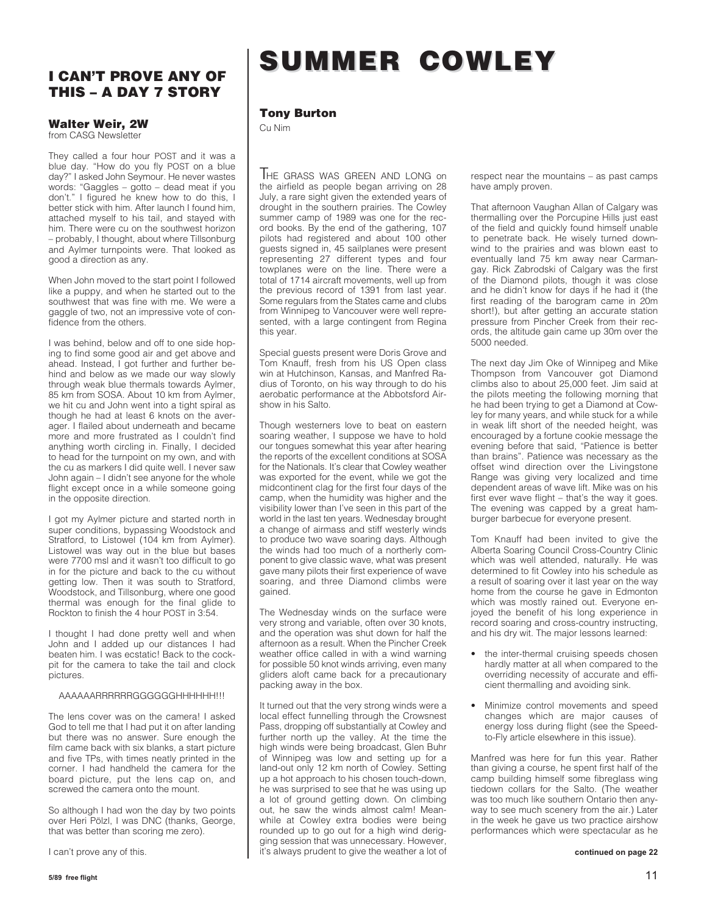## I CAN'T PROVE ANY OF THIS – A DAY 7 STORY

### Walter Weir, 2W

from CASG Newsletter

They called a four hour POST and it was a blue day. "How do you fly POST on a blue day?" I asked John Seymour. He never wastes words: "Gaggles – gotto – dead meat if you don't." I figured he knew how to do this, I better stick with him. After launch I found him, attached myself to his tail, and stayed with him. There were cu on the southwest horizon – probably, I thought, about where Tillsonburg and Aylmer turnpoints were. That looked as good a direction as any.

When John moved to the start point I followed like a puppy, and when he started out to the southwest that was fine with me. We were a gaggle of two, not an impressive vote of confidence from the others.

I was behind, below and off to one side hoping to find some good air and get above and ahead. Instead, I got further and further behind and below as we made our way slowly through weak blue thermals towards Aylmer, 85 km from SOSA. About 10 km from Aylmer, we hit cu and John went into a tight spiral as though he had at least 6 knots on the averager. I flailed about underneath and became more and more frustrated as I couldn't find anything worth circling in. Finally, I decided to head for the turnpoint on my own, and with the cu as markers I did quite well. I never saw John again – I didn't see anyone for the whole flight except once in a while someone going in the opposite direction.

I got my Aylmer picture and started north in super conditions, bypassing Woodstock and Stratford, to Listowel (104 km from Aylmer). Listowel was way out in the blue but bases were 7700 msl and it wasn't too difficult to go in for the picture and back to the cu without getting low. Then it was south to Stratford, Woodstock, and Tillsonburg, where one good thermal was enough for the final glide to Rockton to finish the 4 hour POST in 3:54.

I thought I had done pretty well and when John and I added up our distances I had beaten him. I was ecstatic! Back to the cockpit for the camera to take the tail and clock pictures.

AAAAAARRRRRGGGGGGHHHHHH!!!

The lens cover was on the camera! I asked God to tell me that I had put it on after landing but there was no answer. Sure enough the film came back with six blanks, a start picture and five TPs, with times neatly printed in the corner. I had handheld the camera for the board picture, put the lens cap on, and screwed the camera onto the mount.

So although I had won the day by two points over Heri Pölzl, I was DNC (thanks, George, that was better than scoring me zero).

I can't prove any of this.

# SUMMER COWLEY

### Tony Burton

Cu Nim

THE GRASS WAS GREEN AND LONG on the airfield as people began arriving on 28 July, a rare sight given the extended years of drought in the southern prairies. The Cowley summer camp of 1989 was one for the record books. By the end of the gathering, 107 pilots had registered and about 100 other guests signed in, 45 sailplanes were present representing 27 different types and four towplanes were on the line. There were a total of 1714 aircraft movements, well up from the previous record of 1391 from last year. Some regulars from the States came and clubs from Winnipeg to Vancouver were well represented, with a large contingent from Regina this year.

Special guests present were Doris Grove and Tom Knauff, fresh from his US Open class win at Hutchinson, Kansas, and Manfred Radius of Toronto, on his way through to do his aerobatic performance at the Abbotsford Airshow in his Salto.

Though westerners love to beat on eastern soaring weather, I suppose we have to hold our tongues somewhat this year after hearing the reports of the excellent conditions at SOSA for the Nationals. It's clear that Cowley weather was exported for the event, while we got the midcontinent clag for the first four days of the camp, when the humidity was higher and the visibility lower than I've seen in this part of the world in the last ten years. Wednesday brought a change of airmass and stiff westerly winds to produce two wave soaring days. Although the winds had too much of a northerly component to give classic wave, what was present gave many pilots their first experience of wave soaring, and three Diamond climbs were gained.

The Wednesday winds on the surface were very strong and variable, often over 30 knots, and the operation was shut down for half the afternoon as a result. When the Pincher Creek weather office called in with a wind warning for possible 50 knot winds arriving, even many gliders aloft came back for a precautionary packing away in the box.

It turned out that the very strong winds were a local effect funnelling through the Crowsnest Pass, dropping off substantially at Cowley and further north up the valley. At the time the high winds were being broadcast, Glen Buhr of Winnipeg was low and setting up for a land-out only 12 km north of Cowley. Setting up a hot approach to his chosen touch-down, he was surprised to see that he was using up a lot of ground getting down. On climbing out, he saw the winds almost calm! Meanwhile at Cowley extra bodies were being rounded up to go out for a high wind derigging session that was unnecessary. However, it's always prudent to give the weather a lot of respect near the mountains – as past camps have amply proven.

That afternoon Vaughan Allan of Calgary was thermalling over the Porcupine Hills just east of the field and quickly found himself unable to penetrate back. He wisely turned downwind to the prairies and was blown east to eventually land 75 km away near Carmangay. Rick Zabrodski of Calgary was the first of the Diamond pilots, though it was close and he didn't know for days if he had it (the first reading of the barogram came in 20m short!), but after getting an accurate station pressure from Pincher Creek from their records, the altitude gain came up 30m over the 5000 needed.

The next day Jim Oke of Winnipeg and Mike Thompson from Vancouver got Diamond climbs also to about 25,000 feet. Jim said at the pilots meeting the following morning that he had been trying to get a Diamond at Cowley for many years, and while stuck for a while in weak lift short of the needed height, was encouraged by a fortune cookie message the evening before that said, "Patience is better than brains". Patience was necessary as the offset wind direction over the Livingstone Range was giving very localized and time dependent areas of wave lift. Mike was on his first ever wave flight – that's the way it goes. The evening was capped by a great hamburger barbecue for everyone present.

Tom Knauff had been invited to give the Alberta Soaring Council Cross-Country Clinic which was well attended, naturally. He was determined to fit Cowley into his schedule as a result of soaring over it last year on the way home from the course he gave in Edmonton which was mostly rained out. Everyone enjoyed the benefit of his long experience in record soaring and cross-country instructing, and his dry wit. The major lessons learned:

- the inter-thermal cruising speeds chosen hardly matter at all when compared to the overriding necessity of accurate and efficient thermalling and avoiding sink.
- Minimize control movements and speed changes which are major causes of energy loss during flight (see the Speed-to-Fly article elsewhere in this issue).

Manfred was here for fun this year. Rather than giving a course, he spent first half of the camp building himself some fibreglass wing tiedown collars for the Salto. (The weather was too much like southern Ontario then anyway to see much scenery from the air.) Later in the week he gave us two practice airshow performances which were spectacular as he

**continued on page 22**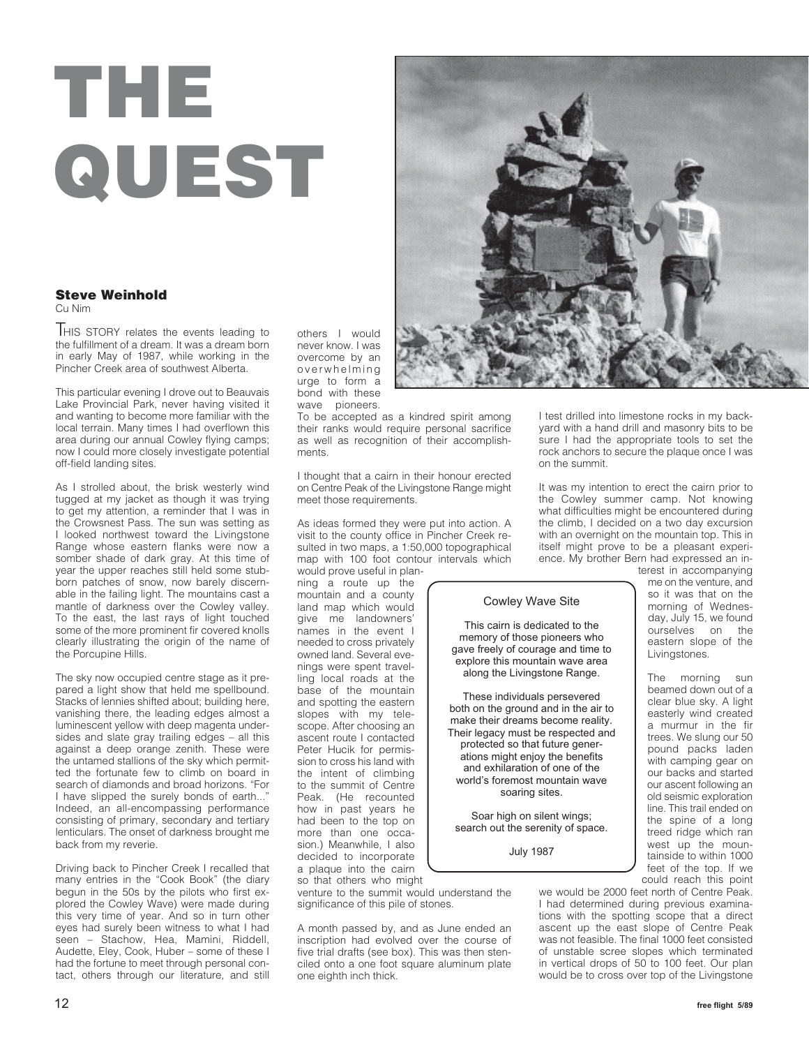# THE QUEST

**Steve Weinhold**
Cu Nim

THIS STORY relates the events leading to the fulfillment of a dream. It was a dream born in early May of 1987, while working in the Pincher Creek area of southwest Alberta.

This particular evening I drove out to Beauvais Lake Provincial Park, never having visited it and wanting to become more familiar with the local terrain. Many times I had overflown this area during our annual Cowley flying camps; now I could more closely investigate potential off-field landing sites.

As I strolled about, the brisk westerly wind tugged at my jacket as though it was trying to get my attention, a reminder that I was in the Crowsnest Pass. The sun was setting as I looked northwest toward the Livingstone Range whose eastern flanks were now a somber shade of dark gray. At this time of year the upper reaches still held some stubborn patches of snow, now barely discernable in the failing light. The mountains cast a mantle of darkness over the Cowley valley. To the east, the last rays of light touched some of the more prominent fir covered knolls clearly illustrating the origin of the name of the Porcupine Hills.

The sky now occupied centre stage as it prepared a light show that held me spellbound. Stacks of lennies shifted about; building here, vanishing there, the leading edges almost a luminescent yellow with deep magenta undersides and slate gray trailing edges – all this against a deep orange zenith. These were the untamed stallions of the sky which permitted the fortunate few to climb on board in search of diamonds and broad horizons. "For I have slipped the surely bonds of earth..." Indeed, an all-encompassing performance consisting of primary, secondary and tertiary lenticulars. The onset of darkness brought me back from my reverie.

Driving back to Pincher Creek I recalled that many entries in the "Cook Book" (the diary begun in the 50s by the pilots who first explored the Cowley Wave) were made during this very time of year. And so in turn other eyes had surely been witness to what I had seen – Stachow, Hea, Mamini, Riddell, Audette, Eley, Cook, Huber – some of these I had the fortune to meet through personal contact, others through our literature, and still others I would never know. I was overcome by an overwhelming urge to form a bond with these wave pioneers. To be accepted as a kindred spirit among their ranks would require personal sacrifice as well as recognition of their accomplishments.

I thought that a cairn in their honour erected on Centre Peak of the Livingstone Range might meet those requirements.

As ideas formed they were put into action. A visit to the county office in Pincher Creek resulted in two maps, a 1:50,000 topographical map with 100 foot contour intervals which would prove useful in planning a route up the mountain and a county land map which would give me landowners' names in the event I needed to cross privately owned land. Several evenings were spent travelling local roads at the base of the mountain and spotting the eastern slopes with my telescope. After choosing an ascent route I contacted Peter Hucik for permission to cross his land with the intent of climbing to the summit of Centre Peak. (He recounted how in past years he had been to the top on more than one occasion.) Meanwhile, I also decided to incorporate a plaque into the cairn so that others who might venture to the summit would understand the significance of this pile of stones.

A month passed by, and as June ended an inscription had evolved over the course of five trial drafts (see box). This was then stenciled onto a one foot square aluminum plate one eighth inch thick.

> Cowley Wave Site
>
> This cairn is dedicated to the memory of those pioneers who gave freely of courage and time to explore this mountain wave area along the Livingstone Range.
>
> These individuals persevered both on the ground and in the air to make their dreams become reality. Their legacy must be respected and protected so that future generations might enjoy the benefits and exhilaration of one of the world's foremost mountain wave soaring sites.
>
> Soar high on silent wings; search out the serenity of space.
>
> July 1987

I test drilled into limestone rocks in my backyard with a hand drill and masonry bits to be sure I had the appropriate tools to set the rock anchors to secure the plaque once I was on the summit.

It was my intention to erect the cairn prior to the Cowley summer camp. Not knowing what difficulties might be encountered during the climb, I decided on a two day excursion with an overnight on the mountain top. This in itself might prove to be a pleasant experience. My brother Bern had expressed an interest in accompanying me on the venture, and so it was that on the morning of Wednesday, July 15, we found ourselves on the eastern slope of the Livingstones.

The morning sun beamed down out of a clear blue sky. A light easterly wind created a murmur in the fir trees. We slung our 50 pound packs laden with camping gear on our backs and started our ascent following an old seismic exploration line. This trail ended on the spine of a long treed ridge which ran west up the mountainside to within 1000 feet of the top. If we could reach this point we would be 2000 feet north of Centre Peak. I had determined during previous examinations with the spotting scope that a direct ascent up the east slope of Centre Peak was not feasible. The final 1000 feet consisted of unstable scree slopes which terminated in vertical drops of 50 to 100 feet. Our plan would be to cross over top of the Livingstone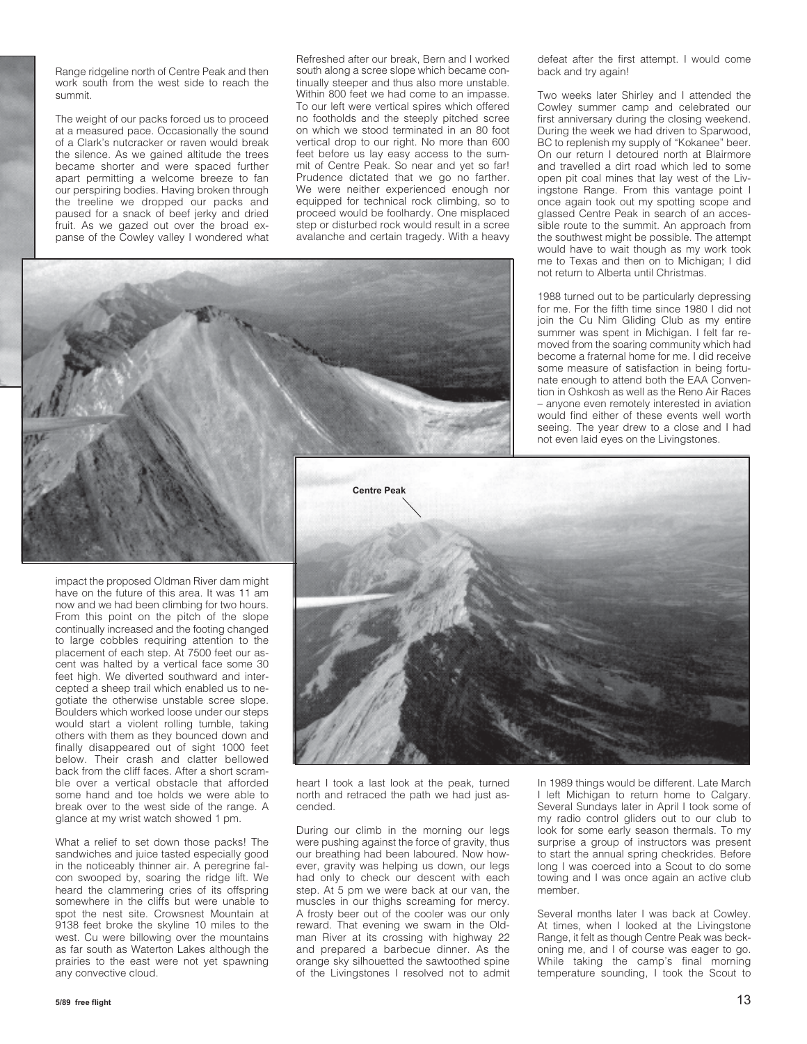Range ridgeline north of Centre Peak and then work south from the west side to reach the summit.

The weight of our packs forced us to proceed at a measured pace. Occasionally the sound of a Clark's nutcracker or raven would break the silence. As we gained altitude the trees became shorter and were spaced further apart permitting a welcome breeze to fan our perspiring bodies. Having broken through the treeline we dropped our packs and paused for a snack of beef jerky and dried fruit. As we gazed out over the broad expanse of the Cowley valley I wondered what impact the proposed Oldman River dam might have on the future of this area. It was 11 am now and we had been climbing for two hours. From this point on the pitch of the slope continually increased and the footing changed to large cobbles requiring attention to the placement of each step. At 7500 feet our ascent was halted by a vertical face some 30 feet high. We diverted southward and intercepted a sheep trail which enabled us to negotiate the otherwise unstable scree slope. Boulders which worked loose under our steps would start a violent rolling tumble, taking others with them as they bounced down and finally disappeared out of sight 1000 feet below. Their crash and clatter bellowed back from the cliff faces. After a short scramble over a vertical obstacle that afforded some hand and toe holds we were able to break over to the west side of the range. A glance at my wrist watch showed 1 pm.

What a relief to set down those packs! The sandwiches and juice tasted especially good in the noticeably thinner air. A peregrine falcon swooped by, soaring the ridge lift. We heard the clammering cries of its offspring somewhere in the cliffs but were unable to spot the nest site. Crowsnest Mountain at 9138 feet broke the skyline 10 miles to the west. Cu were billowing over the mountains as far south as Waterton Lakes although the prairies to the east were not yet spawning any convective cloud.

Refreshed after our break, Bern and I worked south along a scree slope which became continually steeper and thus also more unstable. Within 800 feet we had come to an impasse. To our left were vertical spires which offered no footholds and the steeply pitched scree on which we stood terminated in an 80 foot vertical drop to our right. No more than 600 feet before us lay easy access to the summit of Centre Peak. So near and yet so far! Prudence dictated that we go no farther. We were neither experienced enough nor equipped for technical rock climbing, so to proceed would be foolhardy. One misplaced step or disturbed rock would result in a scree avalanche and certain tragedy. With a heavy heart I took a last look at the peak, turned north and retraced the path we had just ascended.

Centre Peak

During our climb in the morning our legs were pushing against the force of gravity, thus our breathing had been laboured. Now however, gravity was helping us down, our legs had only to check our descent with each step. At 5 pm we were back at our van, the muscles in our thighs screaming for mercy. A frosty beer out of the cooler was our only reward. That evening we swam in the Oldman River at its crossing with highway 22 and prepared a barbecue dinner. As the orange sky silhouetted the sawtoothed spine of the Livingstones I resolved not to admit defeat after the first attempt. I would come back and try again!

Two weeks later Shirley and I attended the Cowley summer camp and celebrated our first anniversary during the closing weekend. During the week we had driven to Sparwood, BC to replenish my supply of "Kokanee" beer. On our return I detoured north at Blairmore and travelled a dirt road which led to some open pit coal mines that lay west of the Livingstone Range. From this vantage point I once again took out my spotting scope and glassed Centre Peak in search of an accessible route to the summit. An approach from the southwest might be possible. The attempt would have to wait though as my work took me to Texas and then on to Michigan; I did not return to Alberta until Christmas.

1988 turned out to be particularly depressing for me. For the fifth time since 1980 I did not join the Cu Nim Gliding Club as my entire summer was spent in Michigan. I felt far removed from the soaring community which had become a fraternal home for me. I did receive some measure of satisfaction in being fortunate enough to attend both the EAA Convention in Oshkosh as well as the Reno Air Races – anyone even remotely interested in aviation would find either of these events well worth seeing. The year drew to a close and I had not even laid eyes on the Livingstones.

In 1989 things would be different. Late March I left Michigan to return home to Calgary. Several Sundays later in April I took some of my radio control gliders out to our club to look for some early season thermals. To my surprise a group of instructors was present to start the annual spring checkrides. Before long I was coerced into a Scout to do some towing and I was once again an active club member.

Several months later I was back at Cowley. At times, when I looked at the Livingstone Range, it felt as though Centre Peak was beckoning me, and I of course was eager to go. While taking the camp's final morning temperature sounding, I took the Scout to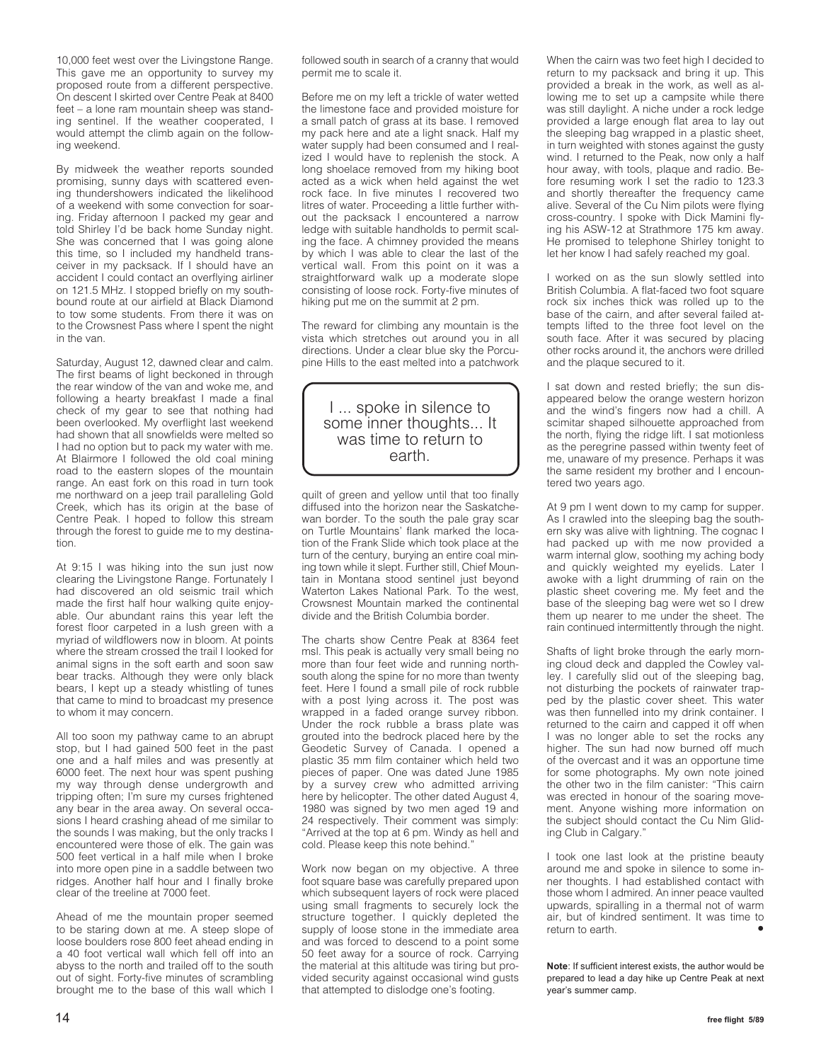10,000 feet west over the Livingstone Range. This gave me an opportunity to survey my proposed route from a different perspective. On descent I skirted over Centre Peak at 8400 feet – a lone ram mountain sheep was standing sentinel. If the weather cooperated, I would attempt the climb again on the following weekend.

By midweek the weather reports sounded promising, sunny days with scattered evening thundershowers indicated the likelihood of a weekend with some convection for soaring. Friday afternoon I packed my gear and told Shirley I'd be back home Sunday night. She was concerned that I was going alone this time, so I included my handheld transceiver in my packsack. If I should have an accident I could contact an overflying airliner on 121.5 MHz. I stopped briefly on my southbound route at our airfield at Black Diamond to tow some students. From there it was on to the Crowsnest Pass where I spent the night in the van.

Saturday, August 12, dawned clear and calm. The first beams of light beckoned in through the rear window of the van and woke me, and following a hearty breakfast I made a final check of my gear to see that nothing had been overlooked. My overflight last weekend had shown that all snowfields were melted so I had no option but to pack my water with me. At Blairmore I followed the old coal mining road to the eastern slopes of the mountain range. An east fork on this road in turn took me northward on a jeep trail paralleling Gold Creek, which has its origin at the base of Centre Peak. I hoped to follow this stream through the forest to guide me to my destination.

At 9:15 I was hiking into the sun just now clearing the Livingstone Range. Fortunately I had discovered an old seismic trail which made the first half hour walking quite enjoyable. Our abundant rains this year left the forest floor carpeted in a lush green with a myriad of wildflowers now in bloom. At points where the stream crossed the trail I looked for animal signs in the soft earth and soon saw bear tracks. Although they were only black bears, I kept up a steady whistling of tunes that came to mind to broadcast my presence to whom it may concern.

All too soon my pathway came to an abrupt stop, but I had gained 500 feet in the past one and a half miles and was presently at 6000 feet. The next hour was spent pushing my way through dense undergrowth and tripping often; I'm sure my curses frightened any bear in the area away. On several occasions I heard crashing ahead of me similar to the sounds I was making, but the only tracks I encountered were those of elk. The gain was 500 feet vertical in a half mile when I broke into more open pine in a saddle between two ridges. Another half hour and I finally broke clear of the treeline at 7000 feet.

Ahead of me the mountain proper seemed to be staring down at me. A steep slope of loose boulders rose 800 feet ahead ending in a 40 foot vertical wall which fell off into an abyss to the north and trailed off to the south out of sight. Forty-five minutes of scrambling brought me to the base of this wall which I followed south in search of a cranny that would permit me to scale it.

Before me on my left a trickle of water wetted the limestone face and provided moisture for a small patch of grass at its base. I removed my pack here and ate a light snack. Half my water supply had been consumed and I realized I would have to replenish the stock. A long shoelace removed from my hiking boot acted as a wick when held against the wet rock face. In five minutes I recovered two litres of water. Proceeding a little further without the packsack I encountered a narrow ledge with suitable handholds to permit scaling the face. A chimney provided the means by which I was able to clear the last of the vertical wall. From this point on it was a straightforward walk up a moderate slope consisting of loose rock. Forty-five minutes of hiking put me on the summit at 2 pm.

The reward for climbing any mountain is the vista which stretches out around you in all directions. Under a clear blue sky the Porcupine Hills to the east melted into a patchwork quilt of green and yellow until that too finally diffused into the horizon near the Saskatchewan border. To the south the pale gray scar on Turtle Mountains' flank marked the location of the Frank Slide which took place at the turn of the century, burying an entire coal mining town while it slept. Further still, Chief Mountain in Montana stood sentinel just beyond Waterton Lakes National Park. To the west, Crowsnest Mountain marked the continental divide and the British Columbia border.

> I ... spoke in silence to some inner thoughts... It was time to return to earth.

The charts show Centre Peak at 8364 feet msl. This peak is actually very small being no more than four feet wide and running north-south along the spine for no more than twenty feet. Here I found a small pile of rock rubble with a post lying across it. The post was wrapped in a faded orange survey ribbon. Under the rock rubble a brass plate was grouted into the bedrock placed here by the Geodetic Survey of Canada. I opened a plastic 35 mm film container which held two pieces of paper. One was dated June 1985 by a survey crew who admitted arriving here by helicopter. The other dated August 4, 1980 was signed by two men aged 19 and 24 respectively. Their comment was simply: "Arrived at the top at 6 pm. Windy as hell and cold. Please keep this note behind."

Work now began on my objective. A three foot square base was carefully prepared upon which subsequent layers of rock were placed using small fragments to securely lock the structure together. I quickly depleted the supply of loose stone in the immediate area and was forced to descend to a point some 50 feet away for a source of rock. Carrying the material at this altitude was tiring but provided security against occasional wind gusts that attempted to dislodge one's footing.

When the cairn was two feet high I decided to return to my packsack and bring it up. This provided a break in the work, as well as allowing me to set up a campsite while there was still daylight. A niche under a rock ledge provided a large enough flat area to lay out the sleeping bag wrapped in a plastic sheet, in turn weighted with stones against the gusty wind. I returned to the Peak, now only a half hour away, with tools, plaque and radio. Before resuming work I set the radio to 123.3 and shortly thereafter the frequency came alive. Several of the Cu Nim pilots were flying cross-country. I spoke with Dick Mamini flying his ASW-12 at Strathmore 175 km away. He promised to telephone Shirley tonight to let her know I had safely reached my goal.

I worked on as the sun slowly settled into British Columbia. A flat-faced two foot square rock six inches thick was rolled up to the base of the cairn, and after several failed attempts lifted to the three foot level on the south face. After it was secured by placing other rocks around it, the anchors were drilled and the plaque secured to it.

I sat down and rested briefly; the sun disappeared below the orange western horizon and the wind's fingers now had a chill. A scimitar shaped silhouette approached from the north, flying the ridge lift. I sat motionless as the peregrine passed within twenty feet of me, unaware of my presence. Perhaps it was the same resident my brother and I encountered two years ago.

At 9 pm I went down to my camp for supper. As I crawled into the sleeping bag the southern sky was alive with lightning. The cognac I had packed up with me now provided a warm internal glow, soothing my aching body and quickly weighted my eyelids. Later I awoke with a light drumming of rain on the plastic sheet covering me. My feet and the base of the sleeping bag were wet so I drew them up nearer to me under the sheet. The rain continued intermittently through the night.

Shafts of light broke through the early morning cloud deck and dappled the Cowley valley. I carefully slid out of the sleeping bag, not disturbing the pockets of rainwater trapped by the plastic cover sheet. This water was then funnelled into my drink container. I returned to the cairn and capped it off when I was no longer able to set the rocks any higher. The sun had now burned off much of the overcast and it was an opportune time for some photographs. My own note joined the other two in the film canister: "This cairn was erected in honour of the soaring movement. Anyone wishing more information on the subject should contact the Cu Nim Gliding Club in Calgary."

I took one last look at the pristine beauty around me and spoke in silence to some inner thoughts. I had established contact with those whom I admired. An inner peace vaulted upwards, spiralling in a thermal not of warm air, but of kindred sentiment. It was time to return to earth. •

**Note**: If sufficient interest exists, the author would be prepared to lead a day hike up Centre Peak at next year's summer camp.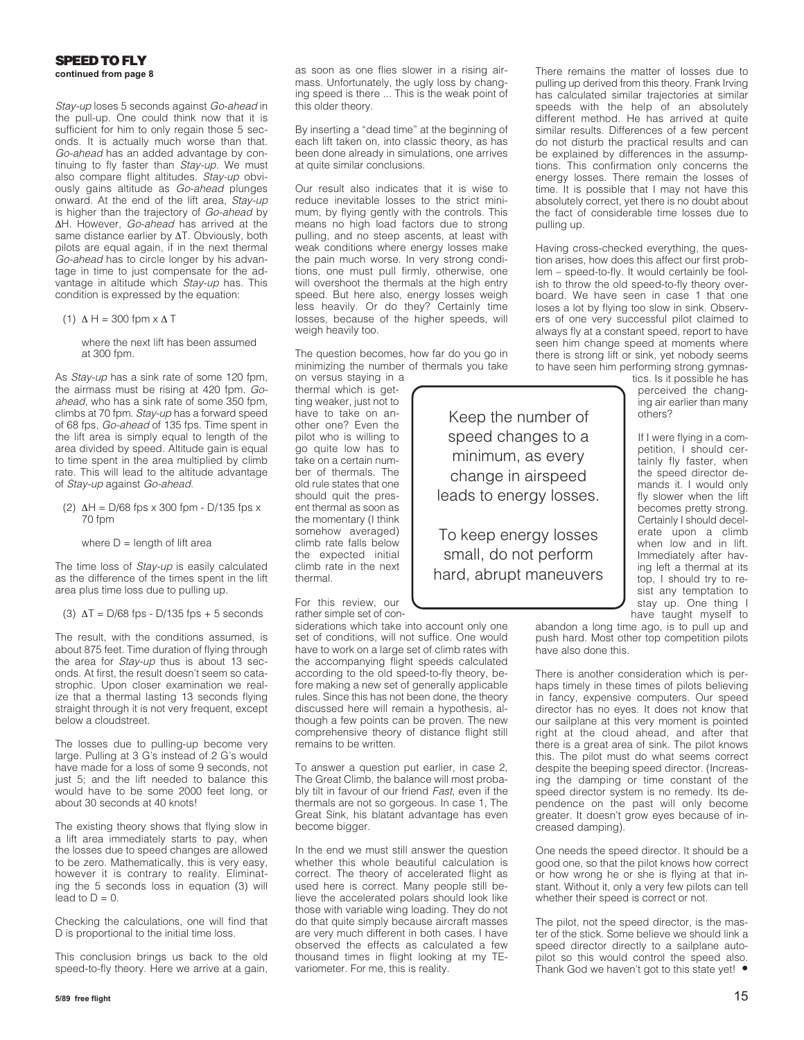## SPEED TO FLY

**continued from page 8**

*Stay-up* loses 5 seconds against *Go-ahead* in the pull-up. One could think now that it is sufficient for him to only regain those 5 seconds. It is actually much worse than that. *Go-ahead* has an added advantage by continuing to fly faster than *Stay-up*. We must also compare flight altitudes. *Stay-up* obviously gains altitude as *Go-ahead* plunges onward. At the end of the lift area, *Stay-up* is higher than the trajectory of *Go-ahead* by $\Delta$H. However, *Go-ahead* has arrived at the same distance earlier by $\Delta$T. Obviously, both pilots are equal again, if in the next thermal *Go-ahead* has to circle longer by his advantage in time to just compensate for the advantage in altitude which *Stay-up* has. This condition is expressed by the equation:

(1) $\Delta$ H = 300 fpm x $\Delta$ T

where the next lift has been assumed at 300 fpm.

As *Stay-up* has a sink rate of some 120 fpm, the airmass must be rising at 420 fpm. *Go-ahead*, who has a sink rate of some 350 fpm, climbs at 70 fpm. *Stay-up* has a forward speed of 68 fps, *Go-ahead* of 135 fps. Time spent in the lift area is simply equal to length of the area divided by speed. Altitude gain is equal to time spent in the area multiplied by climb rate. This will lead to the altitude advantage of *Stay-up* against *Go-ahead*.

(2) $\Delta$H = D/68 fps x 300 fpm - D/135 fps x 70 fpm

where D = length of lift area

The time loss of *Stay-up* is easily calculated as the difference of the times spent in the lift area plus time loss due to pulling up.

(3) $\Delta$T = D/68 fps - D/135 fps + 5 seconds

The result, with the conditions assumed, is about 875 feet. Time duration of flying through the area for *Stay-up* thus is about 13 seconds. At first, the result doesn't seem so catastrophic. Upon closer examination we realize that a thermal lasting 13 seconds flying straight through it is not very frequent, except below a cloudstreet.

The losses due to pulling-up become very large. Pulling at 3 G's instead of 2 G's would have made for a loss of some 9 seconds, not just 5; and the lift needed to balance this would have to be some 2000 feet long, or about 30 seconds at 40 knots!

The existing theory shows that flying slow in a lift area immediately starts to pay, when the losses due to speed changes are allowed to be zero. Mathematically, this is very easy, however it is contrary to reality. Eliminating the 5 seconds loss in equation (3) will lead to D = 0.

Checking the calculations, one will find that D is proportional to the initial time loss.

This conclusion brings us back to the old speed-to-fly theory. Here we arrive at a gain, as soon as one flies slower in a rising airmass. Unfortunately, the ugly loss by changing speed is there ... This is the weak point of this older theory.

By inserting a "dead time" at the beginning of each lift taken on, into classic theory, as has been done already in simulations, one arrives at quite similar conclusions.

Our result also indicates that it is wise to reduce inevitable losses to the strict minimum, by flying gently with the controls. This means no high load factors due to strong pulling, and no steep ascents, at least with weak conditions where energy losses make the pain much worse. In very strong conditions, one must pull firmly, otherwise, one will overshoot the thermals at the high entry speed. But here also, energy losses weigh less heavily. Or do they? Certainly time losses, because of the higher speeds, will weigh heavily too.

The question becomes, how far do you go in minimizing the number of thermals you take on versus staying in a thermal which is getting weaker, just not to have to take on another one? Even the pilot who is willing to go quite low has to take on a certain number of thermals. The old rule states that one should quit the present thermal as soon as the momentary (I think somehow averaged) climb rate falls below the expected initial climb rate in the next thermal.

> Keep the number of speed changes to a minimum, as every change in airspeed leads to energy losses.
>
> To keep energy losses small, do not perform hard, abrupt maneuvers

For this review, our rather simple set of considerations which take into account only one set of conditions, will not suffice. One would have to work on a large set of climb rates with the accompanying flight speeds calculated according to the old speed-to-fly theory, before making a new set of generally applicable rules. Since this has not been done, the theory discussed here will remain a hypothesis, although a few points can be proven. The new comprehensive theory of distance flight still remains to be written.

To answer a question put earlier, in case 2, The Great Climb, the balance will most probably tilt in favour of our friend *Fast*, even if the thermals are not so gorgeous. In case 1, The Great Sink, his blatant advantage has even become bigger.

In the end we must still answer the question whether this whole beautiful calculation is correct. The theory of accelerated flight as used here is correct. Many people still believe the accelerated polars should look like those with variable wing loading. They do not do that quite simply because aircraft masses are very much different in both cases. I have observed the effects as calculated a few thousand times in flight looking at my TE-variometer. For me, this is reality.

There remains the matter of losses due to pulling up derived from this theory. Frank Irving has calculated similar trajectories at similar speeds with the help of an absolutely different method. He has arrived at quite similar results. Differences of a few percent do not disturb the practical results and can be explained by differences in the assumptions. This confirmation only concerns the energy losses. There remain the losses of time. It is possible that I may not have this absolutely correct, yet there is no doubt about the fact of considerable time losses due to pulling up.

Having cross-checked everything, the question arises, how does this affect our first problem – speed-to-fly. It would certainly be foolish to throw the old speed-to-fly theory overboard. We have seen in case 1 that one loses a lot by flying too slow in sink. Observers of one very successful pilot claimed to always fly at a constant speed, report to have seen him change speed at moments where there is strong lift or sink, yet nobody seems to have seen him performing strong gymnastics. Is it possible he has perceived the changing air earlier than many others?

If I were flying in a competition, I should certainly fly faster, when the speed director demands it. I would only fly slower when the lift becomes pretty strong. Certainly I should decelerate upon a climb when low and in lift. Immediately after having left a thermal at its top, I should try to resist any temptation to stay up. One thing I have taught myself to abandon a long time ago, is to pull up and push hard. Most other top competition pilots have also done this.

There is another consideration which is perhaps timely in these times of pilots believing in fancy, expensive computers. Our speed director has no eyes. It does not know that our sailplane at this very moment is pointed right at the cloud ahead, and after that there is a great area of sink. The pilot knows this. The pilot must do what seems correct despite the beeping speed director. (Increasing the damping or time constant of the speed director system is no remedy. Its dependence on the past will only become greater. It doesn't grow eyes because of increased damping).

One needs the speed director. It should be a good one, so that the pilot knows how correct or how wrong he or she is flying at that instant. Without it, only a very few pilots can tell whether their speed is correct or not.

The pilot, not the speed director, is the master of the stick. Some believe we should link a speed director directly to a sailplane autopilot so this would control the speed also. Thank God we haven't got to this state yet! ●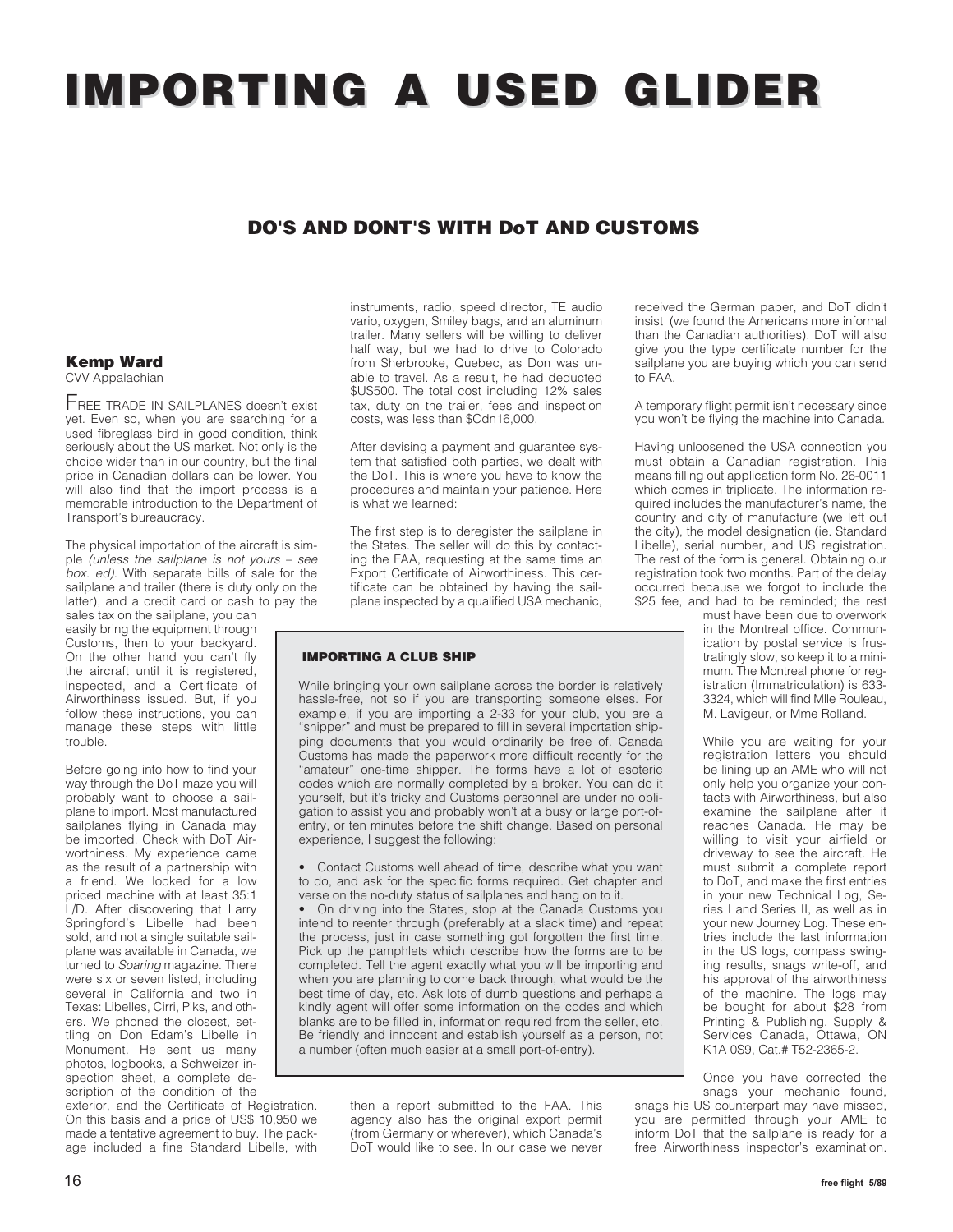# IMPORTING A USED GLIDER

## DO'S AND DONT'S WITH DoT AND CUSTOMS

**Kemp Ward**
CVV Appalachian

FREE TRADE IN SAILPLANES doesn't exist yet. Even so, when you are searching for a used fibreglass bird in good condition, think seriously about the US market. Not only is the choice wider than in our country, but the final price in Canadian dollars can be lower. You will also find that the import process is a memorable introduction to the Department of Transport's bureaucracy.

The physical importation of the aircraft is simple *(unless the sailplane is not yours – see box. ed)*. With separate bills of sale for the sailplane and trailer (there is duty only on the latter), and a credit card or cash to pay the sales tax on the sailplane, you can easily bring the equipment through Customs, then to your backyard. On the other hand you can't fly the aircraft until it is registered, inspected, and a Certificate of Airworthiness issued. But, if you follow these instructions, you can manage these steps with little trouble.

Before going into how to find your way through the DoT maze you will probably want to choose a sailplane to import. Most manufactured sailplanes flying in Canada may be imported. Check with DoT Airworthiness. My experience came as the result of a partnership with a friend. We looked for a low priced machine with at least 35:1 L/D. After discovering that Larry Springford's Libelle had been sold, and not a single suitable sailplane was available in Canada, we turned to *Soaring* magazine. There were six or seven listed, including several in California and two in Texas: Libelles, Cirri, Piks, and others. We phoned the closest, settling on Don Edam's Libelle in Monument. He sent us many photos, logbooks, a Schweizer inspection sheet, a complete description of the condition of the exterior, and the Certificate of Registration. On this basis and a price of US$ 10,950 we made a tentative agreement to buy. The package included a fine Standard Libelle, with instruments, radio, speed director, TE audio vario, oxygen, Smiley bags, and an aluminum trailer. Many sellers will be willing to deliver half way, but we had to drive to Colorado from Sherbrooke, Quebec, as Don was unable to travel. As a result, he had deducted $US500. The total cost including 12% sales tax, duty on the trailer, fees and inspection costs, was less than $Cdn16,000.

After devising a payment and guarantee system that satisfied both parties, we dealt with the DoT. This is where you have to know the procedures and maintain your patience. Here is what we learned:

The first step is to deregister the sailplane in the States. The seller will do this by contacting the FAA, requesting at the same time an Export Certificate of Airworthiness. This certificate can be obtained by having the sailplane inspected by a qualified USA mechanic, then a report submitted to the FAA. This agency also has the original export permit (from Germany or wherever), which Canada's DoT would like to see. In our case we never received the German paper, and DoT didn't insist (we found the Americans more informal than the Canadian authorities). DoT will also give you the type certificate number for the sailplane you are buying which you can send to FAA.

A temporary flight permit isn't necessary since you won't be flying the machine into Canada.

Having unloosened the USA connection you must obtain a Canadian registration. This means filling out application form No. 26-0011 which comes in triplicate. The information required includes the manufacturer's name, the country and city of manufacture (we left out the city), the model designation (ie. Standard Libelle), serial number, and US registration. The rest of the form is general. Obtaining our registration took two months. Part of the delay occurred because we forgot to include the $25 fee, and had to be reminded; the rest must have been due to overwork in the Montreal office. Communication by postal service is frustratingly slow, so keep it to a minimum. The Montreal phone for registration (Immatriculation) is 633-3324, which will find Mlle Rouleau, M. Lavigeur, or Mme Rolland.

While you are waiting for your registration letters you should be lining up an AME who will not only help you organize your contacts with Airworthiness, but also examine the sailplane after it reaches Canada. He may be willing to visit your airfield or driveway to see the aircraft. He must submit a complete report to DoT, and make the first entries in your new Technical Log, Series I and Series II, as well as in your new Journey Log. These entries include the last information in the US logs, compass swinging results, snags write-off, and his approval of the airworthiness of the machine. The logs may be bought for about $28 from Printing & Publishing, Supply & Services Canada, Ottawa, ON K1A 0S9, Cat.# T52-2365-2.

Once you have corrected the snags your mechanic found, snags his US counterpart may have missed, you are permitted through your AME to inform DoT that the sailplane is ready for a free Airworthiness inspector's examination.

---

### IMPORTING A CLUB SHIP

While bringing your own sailplane across the border is relatively hassle-free, not so if you are transporting someone elses. For example, if you are importing a 2-33 for your club, you are a "shipper" and must be prepared to fill in several importation shipping documents that you would ordinarily be free of. Canada Customs has made the paperwork more difficult recently for the "amateur" one-time shipper. The forms have a lot of esoteric codes which are normally completed by a broker. You can do it yourself, but it's tricky and Customs personnel are under no obligation to assist you and probably won't at a busy or large port-of-entry, or ten minutes before the shift change. Based on personal experience, I suggest the following:

- Contact Customs well ahead of time, describe what you want to do, and ask for the specific forms required. Get chapter and verse on the no-duty status of sailplanes and hang on to it.
- On driving into the States, stop at the Canada Customs you intend to reenter through (preferably at a slack time) and repeat the process, just in case something got forgotten the first time. Pick up the pamphlets which describe how the forms are to be completed. Tell the agent exactly what you will be importing and when you are planning to come back through, what would be the best time of day, etc. Ask lots of dumb questions and perhaps a kindly agent will offer some information on the codes and which blanks are to be filled in, information required from the seller, etc. Be friendly and innocent and establish yourself as a person, not a number (often much easier at a small port-of-entry).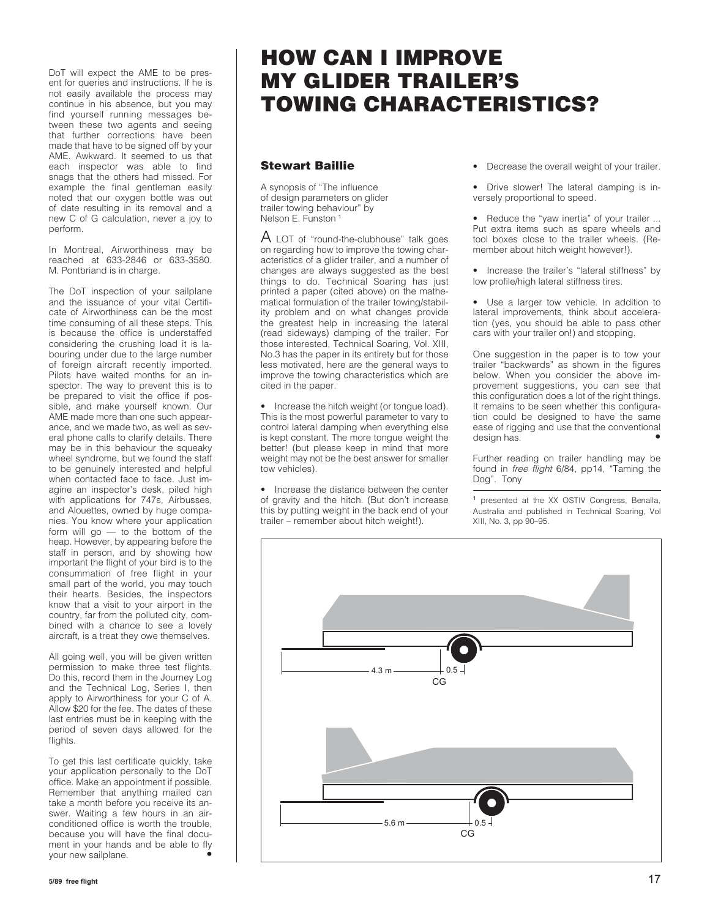DoT will expect the AME to be present for queries and instructions. If he is not easily available the process may continue in his absence, but you may find yourself running messages between these two agents and seeing that further corrections have been made that have to be signed off by your AME. Awkward. It seemed to us that each inspector was able to find snags that the others had missed. For example the final gentleman easily noted that our oxygen bottle was out of date resulting in its removal and a new C of G calculation, never a joy to perform.

In Montreal, Airworthiness may be reached at 633-2846 or 633-3580. M. Pontbriand is in charge.

The DoT inspection of your sailplane and the issuance of your vital Certificate of Airworthiness can be the most time consuming of all these steps. This is because the office is understaffed considering the crushing load it is labouring under due to the large number of foreign aircraft recently imported. Pilots have waited months for an inspector. The way to prevent this is to be prepared to visit the office if possible, and make yourself known. Our AME made more than one such appearance, and we made two, as well as several phone calls to clarify details. There may be in this behaviour the squeaky wheel syndrome, but we found the staff to be genuinely interested and helpful when contacted face to face. Just imagine an inspector's desk, piled high with applications for 747s, Airbusses, and Alouettes, owned by huge companies. You know where your application form will go — to the bottom of the heap. However, by appearing before the staff in person, and by showing how important the flight of your bird is to the consummation of free flight in your small part of the world, you may touch their hearts. Besides, the inspectors know that a visit to your airport in the country, far from the polluted city, combined with a chance to see a lovely aircraft, is a treat they owe themselves.

All going well, you will be given written permission to make three test flights. Do this, record them in the Journey Log and the Technical Log, Series I, then apply to Airworthiness for your C of A. Allow $20 for the fee. The dates of these last entries must be in keeping with the period of seven days allowed for the flights.

To get this last certificate quickly, take your application personally to the DoT office. Make an appointment if possible. Remember that anything mailed can take a month before you receive its answer. Waiting a few hours in an air-conditioned office is worth the trouble, because you will have the final document in your hands and be able to fly your new sailplane. •

# HOW CAN I IMPROVE MY GLIDER TRAILER'S TOWING CHARACTERISTICS?

### Stewart Baillie

A synopsis of "The influence of design parameters on glider trailer towing behaviour" by Nelson E. Funston [1]

A LOT of "round-the-clubhouse" talk goes on regarding how to improve the towing characteristics of a glider trailer, and a number of changes are always suggested as the best things to do. Technical Soaring has just printed a paper (cited above) on the mathematical formulation of the trailer towing/stability problem and on what changes provide the greatest help in increasing the lateral (read sideways) damping of the trailer. For those interested, Technical Soaring, Vol. XIII, No.3 has the paper in its entirety but for those less motivated, here are the general ways to improve the towing characteristics which are cited in the paper.

- Increase the hitch weight (or tongue load). This is the most powerful parameter to vary to control lateral damping when everything else is kept constant. The more tongue weight the better! (but please keep in mind that more weight may not be the best answer for smaller tow vehicles).
- Increase the distance between the center of gravity and the hitch. (But don't increase this by putting weight in the back end of your trailer – remember about hitch weight!).
- Decrease the overall weight of your trailer.
- Drive slower! The lateral damping is inversely proportional to speed.
- Reduce the "yaw inertia" of your trailer ... Put extra items such as spare wheels and tool boxes close to the trailer wheels. (Remember about hitch weight however!).
- Increase the trailer's "lateral stiffness" by low profile/high lateral stiffness tires.
- Use a larger tow vehicle. In addition to lateral improvements, think about acceleration (yes, you should be able to pass other cars with your trailer on!) and stopping.

One suggestion in the paper is to tow your trailer "backwards" as shown in the figures below. When you consider the above improvement suggestions, you can see that this configuration does a lot of the right things. It remains to be seen whether this configuration could be designed to have the same ease of rigging and use that the conventional design has. •

Further reading on trailer handling may be found in *free flight* 6/84, pp14, "Taming the Dog". Tony

[1] presented at the XX OSTIV Congress, Benalla, Australia and published in Technical Soaring, Vol XIII, No. 3, pp 90–95.

4.3 m — 0.5 — CG

5.6 m — 0.5 — CG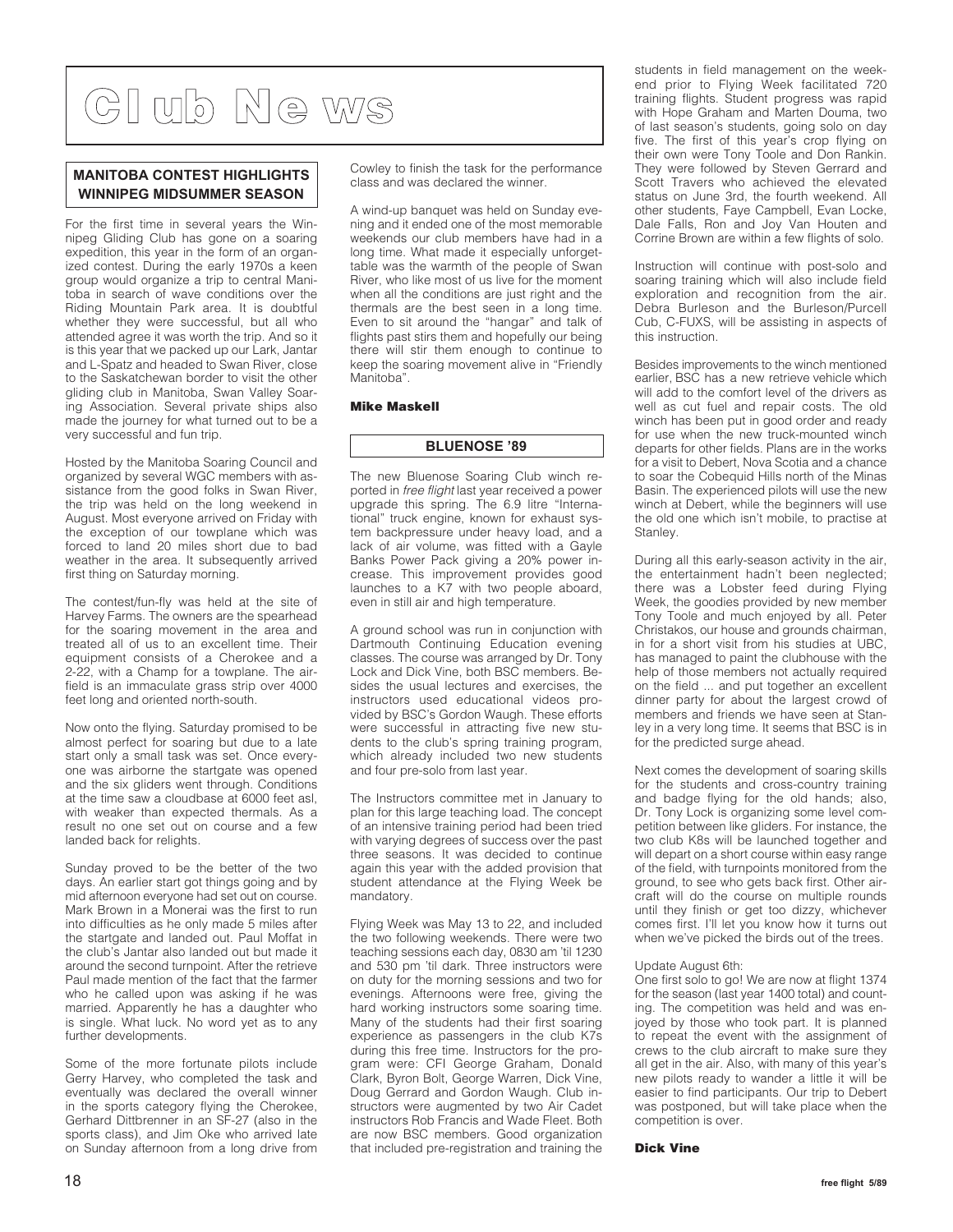# Club News

## MANITOBA CONTEST HIGHLIGHTS WINNIPEG MIDSUMMER SEASON

For the first time in several years the Winnipeg Gliding Club has gone on a soaring expedition, this year in the form of an organized contest. During the early 1970s a keen group would organize a trip to central Manitoba in search of wave conditions over the Riding Mountain Park area. It is doubtful whether they were successful, but all who attended agree it was worth the trip. And so it is this year that we packed up our Lark, Jantar and L-Spatz and headed to Swan River, close to the Saskatchewan border to visit the other gliding club in Manitoba, Swan Valley Soaring Association. Several private ships also made the journey for what turned out to be a very successful and fun trip.

Hosted by the Manitoba Soaring Council and organized by several WGC members with assistance from the good folks in Swan River, the trip was held on the long weekend in August. Most everyone arrived on Friday with the exception of our towplane which was forced to land 20 miles short due to bad weather in the area. It subsequently arrived first thing on Saturday morning.

The contest/fun-fly was held at the site of Harvey Farms. The owners are the spearhead for the soaring movement in the area and treated all of us to an excellent time. Their equipment consists of a Cherokee and a 2-22, with a Champ for a towplane. The airfield is an immaculate grass strip over 4000 feet long and oriented north-south.

Now onto the flying. Saturday promised to be almost perfect for soaring but due to a late start only a small task was set. Once everyone was airborne the startgate was opened and the six gliders went through. Conditions at the time saw a cloudbase at 6000 feet asl, with weaker than expected thermals. As a result no one set out on course and a few landed back for relights.

Sunday proved to be the better of the two days. An earlier start got things going and by mid afternoon everyone had set out on course. Mark Brown in a Monerai was the first to run into difficulties as he only made 5 miles after the startgate and landed out. Paul Moffat in the club's Jantar also landed out but made it around the second turnpoint. After the retrieve Paul made mention of the fact that the farmer who he called upon was asking if he was married. Apparently he has a daughter who is single. What luck. No word yet as to any further developments.

Some of the more fortunate pilots include Gerry Harvey, who completed the task and eventually was declared the overall winner in the sports category flying the Cherokee, Gerhard Dittbrenner in an SF-27 (also in the sports class), and Jim Oke who arrived late on Sunday afternoon from a long drive from Cowley to finish the task for the performance class and was declared the winner.

A wind-up banquet was held on Sunday evening and it ended one of the most memorable weekends our club members have had in a long time. What made it especially unforgettable was the warmth of the people of Swan River, who like most of us live for the moment when all the conditions are just right and the thermals are the best seen in a long time. Even to sit around the "hangar" and talk of flights past stirs them and hopefully our being there will stir them enough to continue to keep the soaring movement alive in "Friendly Manitoba".

**Mike Maskell**

## BLUENOSE '89

The new Bluenose Soaring Club winch reported in *free flight* last year received a power upgrade this spring. The 6.9 litre "International" truck engine, known for exhaust system backpressure under heavy load, and a lack of air volume, was fitted with a Gayle Banks Power Pack giving a 20% power increase. This improvement provides good launches to a K7 with two people aboard, even in still air and high temperature.

A ground school was run in conjunction with Dartmouth Continuing Education evening classes. The course was arranged by Dr. Tony Lock and Dick Vine, both BSC members. Besides the usual lectures and exercises, the instructors used educational videos provided by BSC's Gordon Waugh. These efforts were successful in attracting five new students to the club's spring training program, which already included two new students and four pre-solo from last year.

The Instructors committee met in January to plan for this large teaching load. The concept of an intensive training period had been tried with varying degrees of success over the past three seasons. It was decided to continue again this year with the added provision that student attendance at the Flying Week be mandatory.

Flying Week was May 13 to 22, and included the two following weekends. There were two teaching sessions each day, 0830 am 'til 1230 and 530 pm 'til dark. Three instructors were on duty for the morning sessions and two for evenings. Afternoons were free, giving the hard working instructors some soaring time. Many of the students had their first soaring experience as passengers in the club K7s during this free time. Instructors for the program were: CFI George Graham, Donald Clark, Byron Bolt, George Warren, Dick Vine, Doug Gerrard and Gordon Waugh. Club instructors were augmented by two Air Cadet instructors Rob Francis and Wade Fleet. Both are now BSC members. Good organization that included pre-registration and training the students in field management on the weekend prior to Flying Week facilitated 720 training flights. Student progress was rapid with Hope Graham and Marten Douma, two of last season's students, going solo on day five. The first of this year's crop flying on their own were Tony Toole and Don Rankin. They were followed by Steven Gerrard and Scott Travers who achieved the elevated status on June 3rd, the fourth weekend. All other students, Faye Campbell, Evan Locke, Dale Falls, Ron and Joy Van Houten and Corrine Brown are within a few flights of solo.

Instruction will continue with post-solo and soaring training which will also include field exploration and recognition from the air. Debra Burleson and the Burleson/Purcell Cub, C-FUXS, will be assisting in aspects of this instruction.

Besides improvements to the winch mentioned earlier, BSC has a new retrieve vehicle which will add to the comfort level of the drivers as well as cut fuel and repair costs. The old winch has been put in good order and ready for use when the new truck-mounted winch departs for other fields. Plans are in the works for a visit to Debert, Nova Scotia and a chance to soar the Cobequid Hills north of the Minas Basin. The experienced pilots will use the new winch at Debert, while the beginners will use the old one which isn't mobile, to practise at Stanley.

During all this early-season activity in the air, the entertainment hadn't been neglected; there was a Lobster feed during Flying Week, the goodies provided by new member Tony Toole and much enjoyed by all. Peter Christakos, our house and grounds chairman, in for a short visit from his studies at UBC, has managed to paint the clubhouse with the help of those members not actually required on the field ... and put together an excellent dinner party for about the largest crowd of members and friends we have seen at Stanley in a very long time. It seems that BSC is in for the predicted surge ahead.

Next comes the development of soaring skills for the students and cross-country training and badge flying for the old hands; also, Dr. Tony Lock is organizing some level competition between like gliders. For instance, the two club K8s will be launched together and will depart on a short course within easy range of the field, with turnpoints monitored from the ground, to see who gets back first. Other aircraft will do the course on multiple rounds until they finish or get too dizzy, whichever comes first. I'll let you know how it turns out when we've picked the birds out of the trees.

Update August 6th:
One first solo to go! We are now at flight 1374 for the season (last year 1400 total) and counting. The competition was held and was enjoyed by those who took part. It is planned to repeat the event with the assignment of crews to the club aircraft to make sure they all get in the air. Also, with many of this year's new pilots ready to wander a little it will be easier to find participants. Our trip to Debert was postponed, but will take place when the competition is over.

**Dick Vine**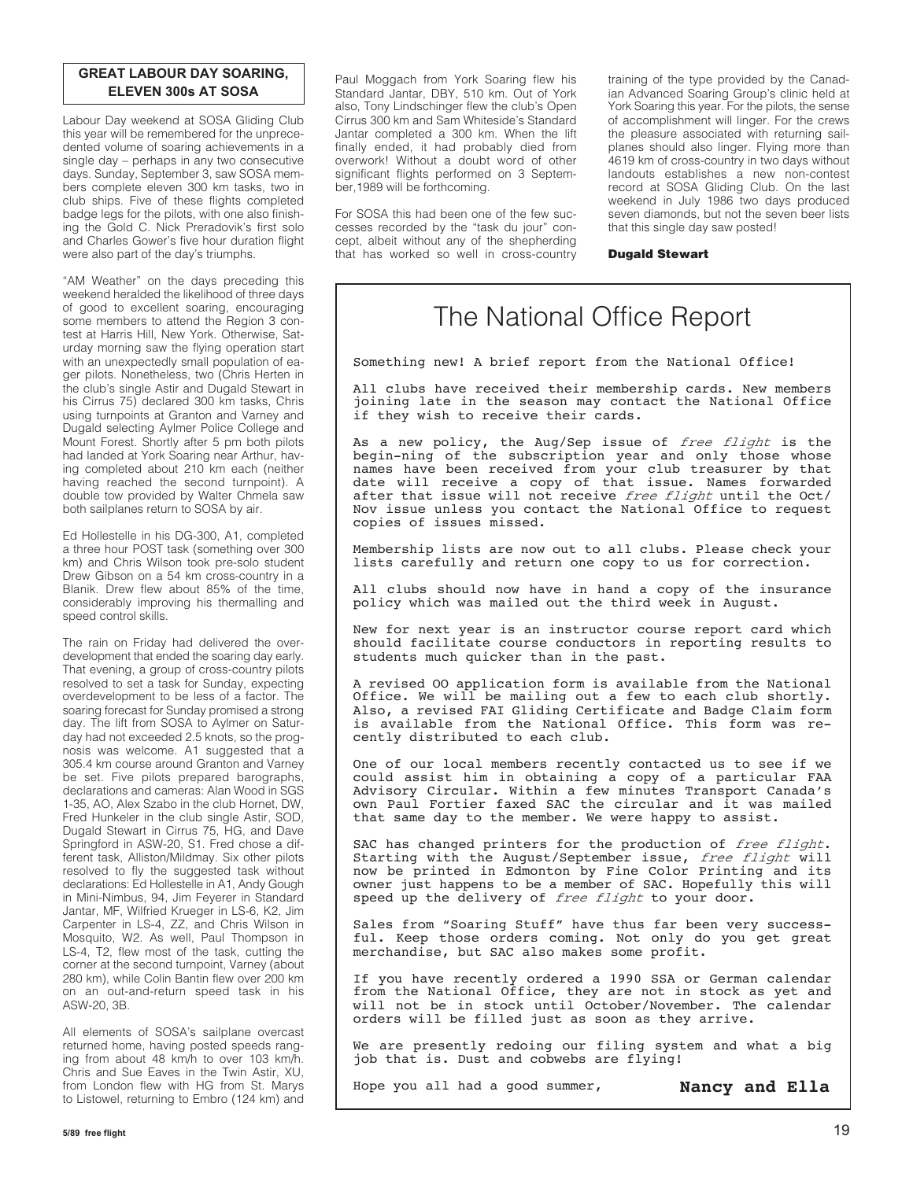## GREAT LABOUR DAY SOARING, ELEVEN 300s AT SOSA

Labour Day weekend at SOSA Gliding Club this year will be remembered for the unprecedented volume of soaring achievements in a single day – perhaps in any two consecutive days. Sunday, September 3, saw SOSA members complete eleven 300 km tasks, two in club ships. Five of these flights completed badge legs for the pilots, with one also finishing the Gold C. Nick Preradovik's first solo and Charles Gower's five hour duration flight were also part of the day's triumphs.

"AM Weather" on the days preceding this weekend heralded the likelihood of three days of good to excellent soaring, encouraging some members to attend the Region 3 contest at Harris Hill, New York. Otherwise, Saturday morning saw the flying operation start with an unexpectedly small population of eager pilots. Nonetheless, two (Chris Herten in the club's single Astir and Dugald Stewart in his Cirrus 75) declared 300 km tasks, Chris using turnpoints at Granton and Varney and Dugald selecting Aylmer Police College and Mount Forest. Shortly after 5 pm both pilots had landed at York Soaring near Arthur, having completed about 210 km each (neither having reached the second turnpoint). A double tow provided by Walter Chmela saw both sailplanes return to SOSA by air.

Ed Hollestelle in his DG-300, A1, completed a three hour POST task (something over 300 km) and Chris Wilson took pre-solo student Drew Gibson on a 54 km cross-country in a Blanik. Drew flew about 85% of the time, considerably improving his thermalling and speed control skills.

The rain on Friday had delivered the overdevelopment that ended the soaring day early. That evening, a group of cross-country pilots resolved to set a task for Sunday, expecting overdevelopment to be less of a factor. The soaring forecast for Sunday promised a strong day. The lift from SOSA to Aylmer on Saturday had not exceeded 2.5 knots, so the prognosis was welcome. A1 suggested that a 305.4 km course around Granton and Varney be set. Five pilots prepared barographs, declarations and cameras: Alan Wood in SGS 1-35, AO, Alex Szabo in the club Hornet, DW, Fred Hunkeler in the club single Astir, SOD, Dugald Stewart in Cirrus 75, HG, and Dave Springford in ASW-20, S1. Fred chose a different task, Alliston/Mildmay. Six other pilots resolved to fly the suggested task without declarations: Ed Hollestelle in A1, Andy Gough in Mini-Nimbus, 94, Jim Feyerer in Standard Jantar, MF, Wilfried Krueger in LS-6, K2, Jim Carpenter in LS-4, ZZ, and Chris Wilson in Mosquito, W2. As well, Paul Thompson in LS-4, T2, flew most of the task, cutting the corner at the second turnpoint, Varney (about 280 km), while Colin Bantin flew over 200 km on an out-and-return speed task in his ASW-20, 3B.

All elements of SOSA's sailplane overcast returned home, having posted speeds ranging from about 48 km/h to over 103 km/h. Chris and Sue Eaves in the Twin Astir, XU, from London flew with HG from St. Marys to Listowel, returning to Embro (124 km) and Paul Moggach from York Soaring flew his Standard Jantar, DBY, 510 km. Out of York also, Tony Lindschinger flew the club's Open Cirrus 300 km and Sam Whiteside's Standard Jantar completed a 300 km. When the lift finally ended, it had probably died from overwork! Without a doubt word of other significant flights performed on 3 September,1989 will be forthcoming.

For SOSA this had been one of the few successes recorded by the "task du jour" concept, albeit without any of the shepherding that has worked so well in cross-country training of the type provided by the Canadian Advanced Soaring Group's clinic held at York Soaring this year. For the pilots, the sense of accomplishment will linger. For the crews the pleasure associated with returning sailplanes should also linger. Flying more than 4619 km of cross-country in two days without landouts establishes a new non-contest record at SOSA Gliding Club. On the last weekend in July 1986 two days produced seven diamonds, but not the seven beer lists that this single day saw posted!

**Dugald Stewart**

# The National Office Report

Something new! A brief report from the National Office!

All clubs have received their membership cards. New members joining late in the season may contact the National Office if they wish to receive their cards.

As a new policy, the Aug/Sep issue of *free flight* is the begin-ning of the subscription year and only those whose names have been received from your club treasurer by that date will receive a copy of that issue. Names forwarded after that issue will not receive *free flight* until the Oct/Nov issue unless you contact the National Office to request copies of issues missed.

Membership lists are now out to all clubs. Please check your lists carefully and return one copy to us for correction.

All clubs should now have in hand a copy of the insurance policy which was mailed out the third week in August.

New for next year is an instructor course report card which should facilitate course conductors in reporting results to students much quicker than in the past.

A revised OO application form is available from the National Office. We will be mailing out a few to each club shortly. Also, a revised FAI Gliding Certificate and Badge Claim form is available from the National Office. This form was recently distributed to each club.

One of our local members recently contacted us to see if we could assist him in obtaining a copy of a particular FAA Advisory Circular. Within a few minutes Transport Canada's own Paul Fortier faxed SAC the circular and it was mailed that same day to the member. We were happy to assist.

SAC has changed printers for the production of *free flight*. Starting with the August/September issue, *free flight* will now be printed in Edmonton by Fine Color Printing and its owner just happens to be a member of SAC. Hopefully this will speed up the delivery of *free flight* to your door.

Sales from "Soaring Stuff" have thus far been very successful. Keep those orders coming. Not only do you get great merchandise, but SAC also makes some profit.

If you have recently ordered a 1990 SSA or German calendar from the National Office, they are not in stock as yet and will not be in stock until October/November. The calendar orders will be filled just as soon as they arrive.

We are presently redoing our filing system and what a big job that is. Dust and cobwebs are flying!

Hope you all had a good summer,

**Nancy and Ella**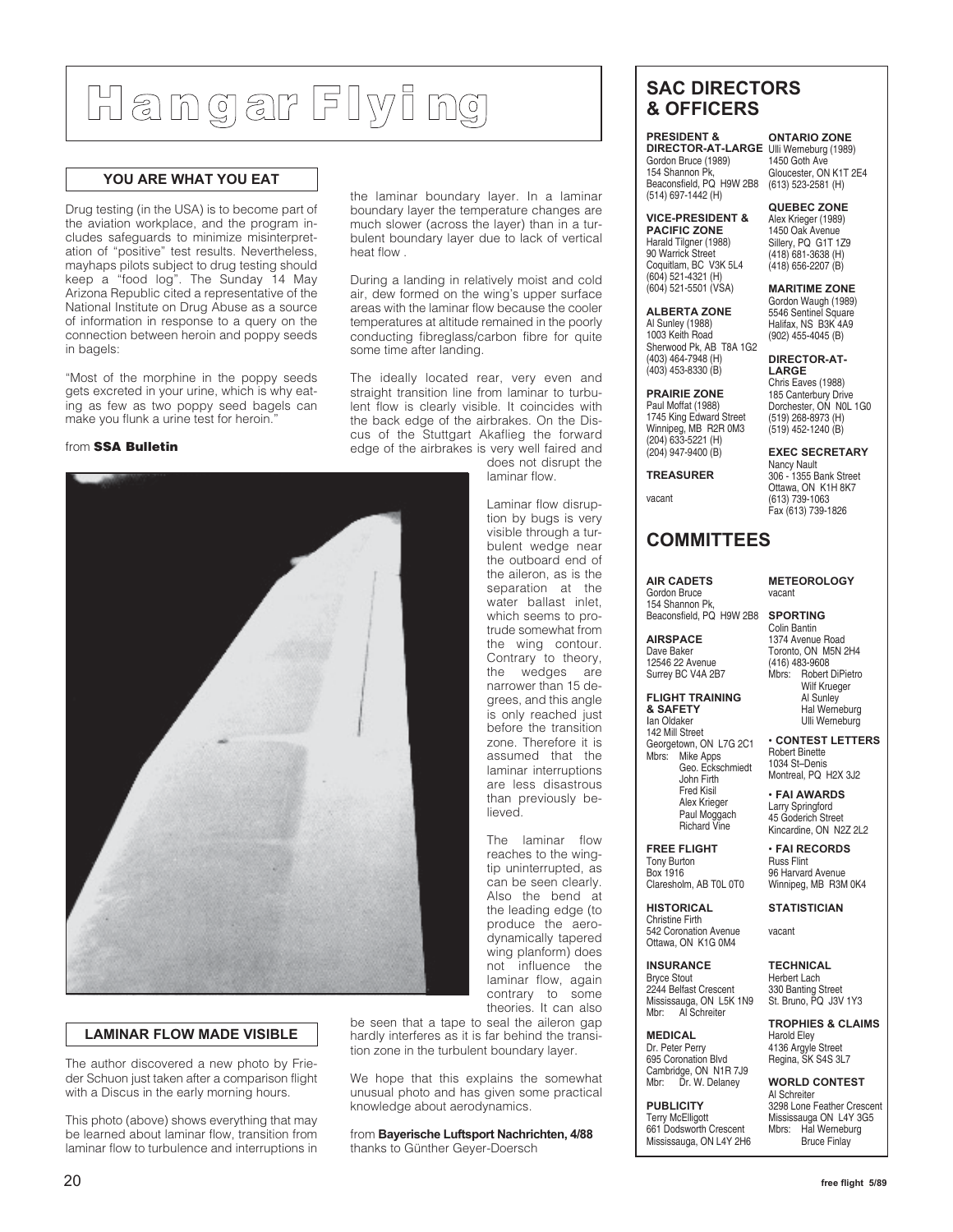# Hangar Flying

## YOU ARE WHAT YOU EAT

Drug testing (in the USA) is to become part of the aviation workplace, and the program includes safeguards to minimize misinterpretation of "positive" test results. Nevertheless, mayhaps pilots subject to drug testing should keep a "food log". The Sunday 14 May Arizona Republic cited a representative of the National Institute on Drug Abuse as a source of information in response to a query on the connection between heroin and poppy seeds in bagels:

"Most of the morphine in the poppy seeds gets excreted in your urine, which is why eating as few as two poppy seed bagels can make you flunk a urine test for heroin."

from **SSA Bulletin**

## LAMINAR FLOW MADE VISIBLE

The author discovered a new photo by Frieder Schuon just taken after a comparison flight with a Discus in the early morning hours.

This photo (above) shows everything that may be learned about laminar flow, transition from laminar flow to turbulence and interruptions in the laminar boundary layer. In a laminar boundary layer the temperature changes are much slower (across the layer) than in a turbulent boundary layer due to lack of vertical heat flow .

During a landing in relatively moist and cold air, dew formed on the wing's upper surface areas with the laminar flow because the cooler temperatures at altitude remained in the poorly conducting fibreglass/carbon fibre for quite some time after landing.

The ideally located rear, very even and straight transition line from laminar to turbulent flow is clearly visible. It coincides with the back edge of the airbrakes. On the Discus of the Stuttgart Akaflieg the forward edge of the airbrakes is very well faired and does not disrupt the laminar flow.

Laminar flow disruption by bugs is very visible through a turbulent wedge near the outboard end of the aileron, as is the separation at the water ballast inlet, which seems to protrude somewhat from the wing contour. Contrary to theory, the wedges are narrower than 15 degrees, and this angle is only reached just before the transition zone. Therefore it is assumed that the laminar interruptions are less disastrous than previously believed.

The laminar flow reaches to the wingtip uninterrupted, as can be seen clearly. Also the bend at the leading edge (to produce the aerodynamically tapered wing planform) does not influence the laminar flow, again contrary to some theories. It can also be seen that a tape to seal the aileron gap hardly interferes as it is far behind the transition zone in the turbulent boundary layer.

We hope that this explains the somewhat unusual photo and has given some practical knowledge about aerodynamics.

from **Bayerische Luftsport Nachrichten, 4/88**
thanks to Günther Geyer-Doersch

## SAC DIRECTORS & OFFICERS

**PRESIDENT & DIRECTOR-AT-LARGE**
Gordon Bruce (1989)
154 Shannon Pk,
Beaconsfield, PQ H9W 2B8
(514) 697-1442 (H)

**VICE-PRESIDENT & PACIFIC ZONE**
Harald Tilgner (1988)
90 Warrick Street
Coquitlam, BC V3K 5L4
(604) 521-4321 (H)
(604) 521-5501 (VSA)

**ALBERTA ZONE**
Al Sunley (1988)
1003 Keith Road
Sherwood Pk, AB T8A 1G2
(403) 464-7948 (H)
(403) 453-8330 (B)

**PRAIRIE ZONE**
Paul Moffat (1988)
1745 King Edward Street
Winnipeg, MB R2R 0M3
(204) 633-5221 (H)
(204) 947-9400 (B)

**TREASURER**
vacant

**ONTARIO ZONE**
Ulli Werneburg (1989)
1450 Goth Ave
Gloucester, ON K1T 2E4
(613) 523-2581 (H)

**QUEBEC ZONE**
Alex Krieger (1989)
1450 Oak Avenue
Sillery, PQ G1T 1Z9
(418) 681-3638 (H)
(418) 656-2207 (B)

**MARITIME ZONE**
Gordon Waugh (1989)
5546 Sentinel Square
Halifax, NS B3K 4A9
(902) 455-4045 (B)

**DIRECTOR-AT-LARGE**
Chris Eaves (1988)
185 Canterbury Drive
Dorchester, ON N0L 1G0
(519) 268-8973 (H)
(519) 452-1240 (B)

**EXEC SECRETARY**
Nancy Nault
306 - 1355 Bank Street
Ottawa, ON K1H 8K7
(613) 739-1063
Fax (613) 739-1826

## COMMITTEES

**AIR CADETS**
Gordon Bruce
154 Shannon Pk,
Beaconsfield, PQ H9W 2B8

**AIRSPACE**
Dave Baker
12546 22 Avenue
Surrey BC V4A 2B7

**FLIGHT TRAINING & SAFETY**
Ian Oldaker
142 Mill Street
Georgetown, ON L7G 2C1
Mbrs: Mike Apps
Geo. Eckschmiedt
John Firth
Fred Kisil
Alex Krieger
Paul Moggach
Richard Vine

**FREE FLIGHT**
Tony Burton
Box 1916
Claresholm, AB T0L 0T0

**HISTORICAL**
Christine Firth
542 Coronation Avenue
Ottawa, ON K1G 0M4

**INSURANCE**
Bryce Stout
2244 Belfast Crescent
Mississauga, ON L5K 1N9
Mbr: Al Schreiter

**MEDICAL**
Dr. Peter Perry
695 Coronation Blvd
Cambridge, ON N1R 7J9
Mbr: Dr. W. Delaney

**PUBLICITY**
Terry McElligott
661 Dodsworth Crescent
Mississauga, ON L4Y 2H6

**METEOROLOGY**
vacant

**SPORTING**
Colin Bantin
1374 Avenue Road
Toronto, ON M5N 2H4
(416) 483-9608
Mbrs: Robert DiPietro
Wilf Krueger
Al Sunley
Hal Werneburg
Ulli Werneburg

**• CONTEST LETTERS**
Robert Binette
1034 St–Denis
Montreal, PQ H2X 3J2

**• FAI AWARDS**
Larry Springford
45 Goderich Street
Kincardine, ON N2Z 2L2

**• FAI RECORDS**
Russ Flint
96 Harvard Avenue
Winnipeg, MB R3M 0K4

**STATISTICIAN**
vacant

**TECHNICAL**
Herbert Lach
330 Banting Street
St. Bruno, PQ J3V 1Y3

**TROPHIES & CLAIMS**
Harold Eley
4136 Argyle Street
Regina, SK S4S 3L7

**WORLD CONTEST**
Al Schreiter
3298 Lone Feather Crescent
Mississauga ON L4Y 3G5
Mbrs: Hal Werneburg
Bruce Finlay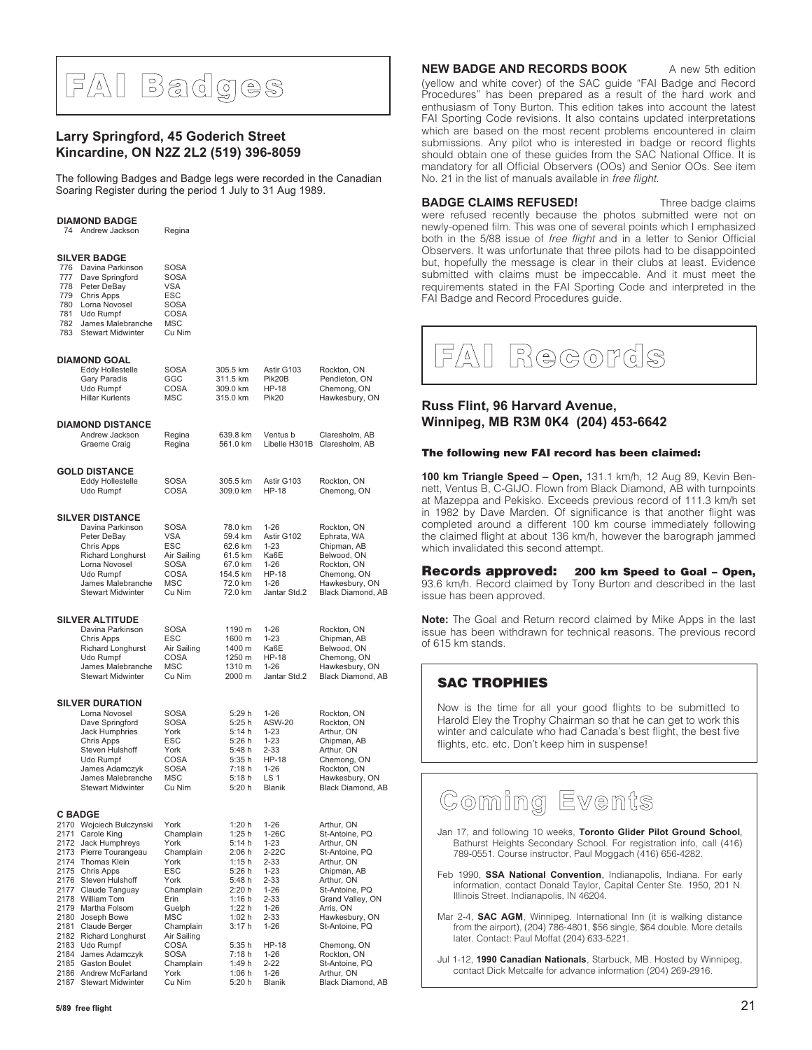# FAI Badges

## Larry Springford, 45 Goderich Street Kincardine, ON N2Z 2L2 (519) 396-8059

The following Badges and Badge legs were recorded in the Canadian Soaring Register during the period 1 July to 31 Aug 1989.

**DIAMOND BADGE**

| | | |
|---|---|---|
| 74 | Andrew Jackson | Regina |

**SILVER BADGE**

| | | |
|---|---|---|
| 776 | Davina Parkinson | SOSA |
| 777 | Dave Springford | SOSA |
| 778 | Peter DeBay | VSA |
| 779 | Chris Apps | ESC |
| 780 | Lorna Novosel | SOSA |
| 781 | Udo Rumpf | COSA |
| 782 | James Malebranche | MSC |
| 783 | Stewart Midwinter | Cu Nim |

**DIAMOND GOAL**

| | | | | |
|---|---|---|---|---|
| Eddy Hollestelle | SOSA | 305.5 km | Astir G103 | Rockton, ON |
| Gary Paradis | GGC | 311.5 km | Pik20B | Pendleton, ON |
| Udo Rumpf | COSA | 309.0 km | HP-18 | Chemong, ON |
| Hillar Kurlents | MSC | 315.0 km | Pik20 | Hawkesbury, ON |

**DIAMOND DISTANCE**

| | | | | |
|---|---|---|---|---|
| Andrew Jackson | Regina | 639.8 km | Ventus b | Claresholm, AB |
| Graeme Craig | Regina | 561.0 km | Libelle H301B | Claresholm, AB |

**GOLD DISTANCE**

| | | | | |
|---|---|---|---|---|
| Eddy Hollestelle | SOSA | 305.5 km | Astir G103 | Rockton, ON |
| Udo Rumpf | COSA | 309.0 km | HP-18 | Chemong, ON |

**SILVER DISTANCE**

| | | | | |
|---|---|---|---|---|
| Davina Parkinson | SOSA | 78.0 km | 1-26 | Rockton, ON |
| Peter DeBay | VSA | 59.4 km | Astir G102 | Ephrata, WA |
| Chris Apps | ESC | 62.6 km | 1-23 | Chipman, AB |
| Richard Longhurst | Air Sailing | 61.5 km | Ka6E | Belwood, ON |
| Lorna Novosel | SOSA | 67.0 km | 1-26 | Rockton, ON |
| Udo Rumpf | COSA | 154.5 km | HP-18 | Chemong, ON |
| James Malebranche | MSC | 72.0 km | 1-26 | Hawkesbury, ON |
| Stewart Midwinter | Cu Nim | 72.0 km | Jantar Std.2 | Black Diamond, AB |

**SILVER ALTITUDE**

| | | | | |
|---|---|---|---|---|
| Davina Parkinson | SOSA | 1190 m | 1-26 | Rockton, ON |
| Chris Apps | ESC | 1600 m | 1-23 | Chipman, AB |
| Richard Longhurst | Air Sailing | 1400 m | Ka6E | Belwood, ON |
| Udo Rumpf | COSA | 1250 m | HP-18 | Chemong, ON |
| James Malebranche | MSC | 1310 m | 1-26 | Hawkesbury, ON |
| Stewart Midwinter | Cu Nim | 2000 m | Jantar Std.2 | Black Diamond, AB |

**SILVER DURATION**

| | | | | |
|---|---|---|---|---|
| Lorna Novosel | SOSA | 5:29 h | 1-26 | Rockton, ON |
| Dave Springford | SOSA | 5:25 h | ASW-20 | Rockton, ON |
| Jack Humphries | York | 5:14 h | 1-23 | Arthur, ON |
| Chris Apps | ESC | 5:26 h | 1-23 | Chipman, AB |
| Steven Hulshoff | York | 5:48 h | 2-33 | Arthur, ON |
| Udo Rumpf | COSA | 5:35 h | HP-18 | Chemong, ON |
| James Adamczyk | SOSA | 7:18 h | 1-26 | Rockton, ON |
| James Malebranche | MSC | 5:18 h | LS 1 | Hawkesbury, ON |
| Stewart Midwinter | Cu Nim | 5:20 h | Blanik | Black Diamond, AB |

**C BADGE**

| | | | | | |
|---|---|---|---|---|---|
| 2170 | Wojciech Bulczynski | York | 1:20 h | 1-26 | Arthur, ON |
| 2171 | Carole King | Champlain | 1:25 h | 1-26C | St-Antoine, PQ |
| 2172 | Jack Humphreys | York | 5:14 h | 1-23 | Arthur, ON |
| 2173 | Pierre Tourangeau | Champlain | 2:06 h | 2-22C | St-Antoine, PQ |
| 2174 | Thomas Klein | York | 1:15 h | 2-33 | Arthur, ON |
| 2175 | Chris Apps | ESC | 5:26 h | 1-23 | Chipman, AB |
| 2176 | Steven Hulshoff | York | 5:48 h | 2-33 | Arthur, ON |
| 2177 | Claude Tanguay | Champlain | 2:20 h | 1-26 | St-Antoine, PQ |
| 2178 | William Tom | Erin | 1:16 h | 2-33 | Grand Valley, ON |
| 2179 | Martha Folsom | Guelph | 1:22 h | 1-26 | Arris, ON |
| 2180 | Joseph Bowe | MSC | 1:02 h | 2-33 | Hawkesbury, ON |
| 2181 | Claude Berger | Champlain | 3:17 h | 1-26 | St-Antoine, PQ |
| 2182 | Richard Longhurst | Air Sailing | | | |
| 2183 | Udo Rumpf | COSA | 5:35 h | HP-18 | Chemong, ON |
| 2184 | James Adamczyk | SOSA | 7:18 h | 1-26 | Rockton, ON |
| 2185 | Gaston Boulet | Champlain | 1:49 h | 2-22 | St-Antoine, PQ |
| 2186 | Andrew McFarland | York | 1:06 h | 1-26 | Arthur, ON |
| 2187 | Stewart Midwinter | Cu Nim | 5:20 h | Blanik | Black Diamond, AB |

**NEW BADGE AND RECORDS BOOK** A new 5th edition (yellow and white cover) of the SAC guide "FAI Badge and Record Procedures" has been prepared as a result of the hard work and enthusiasm of Tony Burton. This edition takes into account the latest FAI Sporting Code revisions. It also contains updated interpretations which are based on the most recent problems encountered in claim submissions. Any pilot who is interested in badge or record flights should obtain one of these guides from the SAC National Office. It is mandatory for all Official Observers (OOs) and Senior OOs. See item No. 21 in the list of manuals available in *free flight*.

**BADGE CLAIMS REFUSED!** Three badge claims were refused recently because the photos submitted were not on newly-opened film. This was one of several points which I emphasized both in the 5/88 issue of *free flight* and in a letter to Senior Official Observers. It was unfortunate that three pilots had to be disappointed but, hopefully the message is clear in their clubs at least. Evidence submitted with claims must be impeccable. And it must meet the requirements stated in the FAI Sporting Code and interpreted in the FAI Badge and Record Procedures guide.

# FAI Records

## Russ Flint, 96 Harvard Avenue, Winnipeg, MB R3M 0K4 (204) 453-6642

**The following new FAI record has been claimed:**

**100 km Triangle Speed – Open,** 131.1 km/h, 12 Aug 89, Kevin Bennett, Ventus B, C-GIJO. Flown from Black Diamond, AB with turnpoints at Mazeppa and Pekisko. Exceeds previous record of 111.3 km/h set in 1982 by Dave Marden. Of significance is that another flight was completed around a different 100 km course immediately following the claimed flight at about 136 km/h, however the barograph jammed which invalidated this second attempt.

**Records approved: 200 km Speed to Goal – Open,** 93.6 km/h. Record claimed by Tony Burton and described in the last issue has been approved.

**Note:** The Goal and Return record claimed by Mike Apps in the last issue has been withdrawn for technical reasons. The previous record of 615 km stands.

## SAC TROPHIES

Now is the time for all your good flights to be submitted to Harold Eley the Trophy Chairman so that he can get to work this winter and calculate who had Canada's best flight, the best five flights, etc. etc. Don't keep him in suspense!

# Coming Events

Jan 17, and following 10 weeks, **Toronto Glider Pilot Ground School**, Bathurst Heights Secondary School. For registration info, call (416) 789-0551. Course instructor, Paul Moggach (416) 656-4282.

Feb 1990, **SSA National Convention**, Indianapolis, Indiana. For early information, contact Donald Taylor, Capital Center Ste. 1950, 201 N. Illinois Street. Indianapolis, IN 46204.

Mar 2-4, **SAC AGM**, Winnipeg. International Inn (it is walking distance from the airport), (204) 786-4801, $56 single, $64 double. More details later. Contact: Paul Moffat (204) 633-5221.

Jul 1-12, **1990 Canadian Nationals**, Starbuck, MB. Hosted by Winnipeg, contact Dick Metcalfe for advance information (204) 269-2916.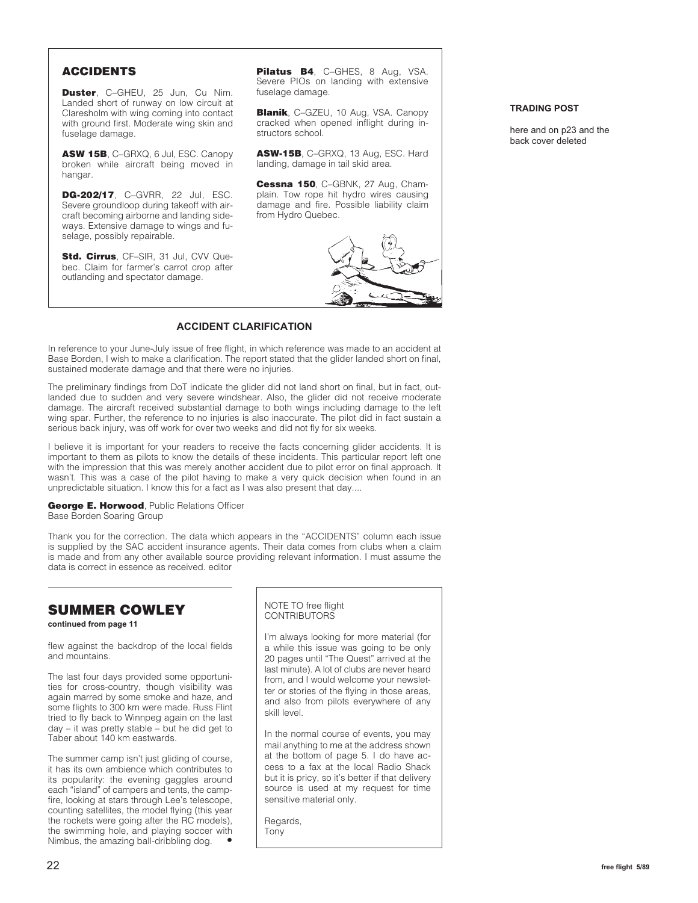## ACCIDENTS

**Duster**, C–GHEU, 25 Jun, Cu Nim. Landed short of runway on low circuit at Claresholm with wing coming into contact with ground first. Moderate wing skin and fuselage damage.

**ASW 15B**, C–GRXQ, 6 Jul, ESC. Canopy broken while aircraft being moved in hangar.

**DG-202/17**, C–GVRR, 22 Jul, ESC. Severe groundloop during takeoff with aircraft becoming airborne and landing sideways. Extensive damage to wings and fuselage, possibly repairable.

**Std. Cirrus**, CF–SIR, 31 Jul, CVV Quebec. Claim for farmer's carrot crop after outlanding and spectator damage.

**Pilatus B4**, C–GHES, 8 Aug, VSA. Severe PIOs on landing with extensive fuselage damage.

**Blanik**, C–GZEU, 10 Aug, VSA. Canopy cracked when opened inflight during instructors school.

**ASW-15B**, C–GRXQ, 13 Aug, ESC. Hard landing, damage in tail skid area.

**Cessna 150**, C–GBNK, 27 Aug, Champlain. Tow rope hit hydro wires causing damage and fire. Possible liability claim from Hydro Quebec.

**TRADING POST**

here and on p23 and the back cover deleted

### ACCIDENT CLARIFICATION

In reference to your June-July issue of free flight, in which reference was made to an accident at Base Borden, I wish to make a clarification. The report stated that the glider landed short on final, sustained moderate damage and that there were no injuries.

The preliminary findings from DoT indicate the glider did not land short on final, but in fact, outlanded due to sudden and very severe windshear. Also, the glider did not receive moderate damage. The aircraft received substantial damage to both wings including damage to the left wing spar. Further, the reference to no injuries is also inaccurate. The pilot did in fact sustain a serious back injury, was off work for over two weeks and did not fly for six weeks.

I believe it is important for your readers to receive the facts concerning glider accidents. It is important to them as pilots to know the details of these incidents. This particular report left one with the impression that this was merely another accident due to pilot error on final approach. It wasn't. This was a case of the pilot having to make a very quick decision when found in an unpredictable situation. I know this for a fact as I was also present that day....

**George E. Horwood**, Public Relations Officer
Base Borden Soaring Group

Thank you for the correction. The data which appears in the "ACCIDENTS" column each issue is supplied by the SAC accident insurance agents. Their data comes from clubs when a claim is made and from any other available source providing relevant information. I must assume the data is correct in essence as received. editor

## SUMMER COWLEY

**continued from page 11**

flew against the backdrop of the local fields and mountains.

The last four days provided some opportunities for cross-country, though visibility was again marred by some smoke and haze, and some flights to 300 km were made. Russ Flint tried to fly back to Winnpeg again on the last day – it was pretty stable – but he did get to Taber about 140 km eastwards.

The summer camp isn't just gliding of course, it has its own ambience which contributes to its popularity: the evening gaggles around each "island" of campers and tents, the campfire, looking at stars through Lee's telescope, counting satellites, the model flying (this year the rockets were going after the RC models), the swimming hole, and playing soccer with Nimbus, the amazing ball-dribbling dog. •

NOTE TO free flight CONTRIBUTORS

I'm always looking for more material (for a while this issue was going to be only 20 pages until "The Quest" arrived at the last minute). A lot of clubs are never heard from, and I would welcome your newsletter or stories of the flying in those areas, and also from pilots everywhere of any skill level.

In the normal course of events, you may mail anything to me at the address shown at the bottom of page 5. I do have access to a fax at the local Radio Shack but it is pricy, so it's better if that delivery source is used at my request for time sensitive material only.

Regards,
Tony